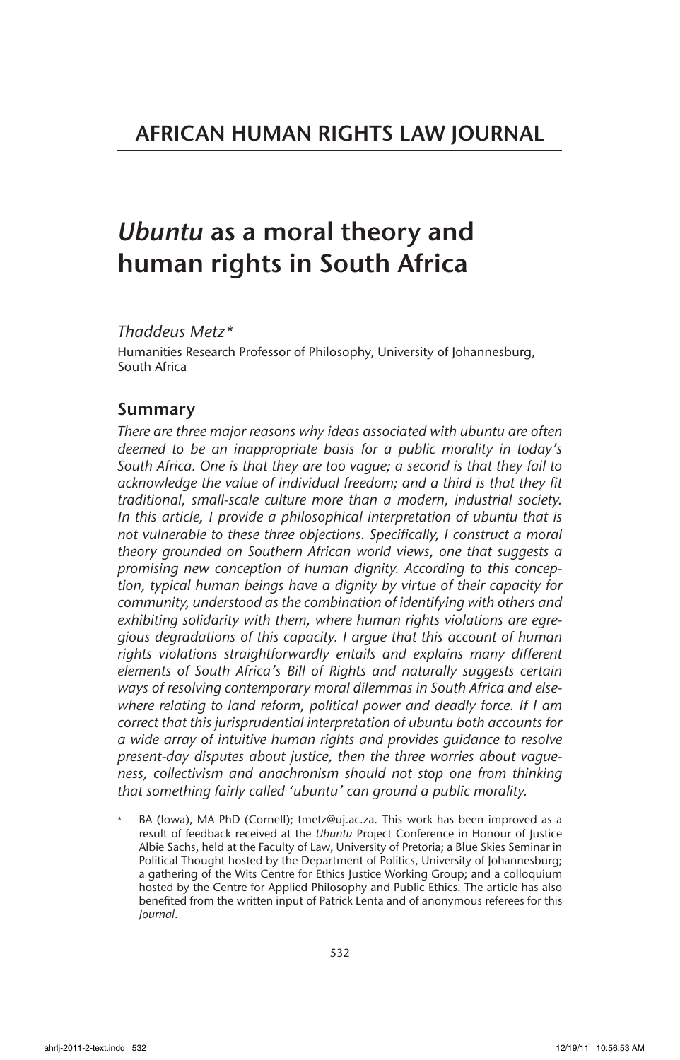# AFRICAN HUMAN RIGHTS LAW JOURNAL

# *Ubuntu* as a moral theory and human rights in South Africa

*Thaddeus Metz\**

Humanities Research Professor of Philosophy, University of Johannesburg, South Africa

## Summary

*There are three major reasons why ideas associated with ubuntu are often deemed to be an inappropriate basis for a public morality in today's South Africa. One is that they are too vague; a second is that they fail to acknowledge the value of individual freedom; and a third is that they fit traditional, small-scale culture more than a modern, industrial society. In this article, I provide a philosophical interpretation of ubuntu that is not vulnerable to these three objections. Specifically, I construct a moral theory grounded on Southern African world views, one that suggests a promising new conception of human dignity. According to this conception, typical human beings have a dignity by virtue of their capacity for community, understood as the combination of identifying with others and exhibiting solidarity with them, where human rights violations are egregious degradations of this capacity. I argue that this account of human rights violations straightforwardly entails and explains many different elements of South Africa's Bill of Rights and naturally suggests certain ways of resolving contemporary moral dilemmas in South Africa and elsewhere relating to land reform, political power and deadly force. If I am correct that this jurisprudential interpretation of ubuntu both accounts for a wide array of intuitive human rights and provides guidance to resolve present-day disputes about justice, then the three worries about vagueness, collectivism and anachronism should not stop one from thinking that something fairly called 'ubuntu' can ground a public morality.*

---

\* BA (Iowa), MA PhD (Cornell); tmetz@uj.ac.za. This work has been improved as a result of feedback received at the *Ubuntu* Project Conference in Honour of Justice Albie Sachs, held at the Faculty of Law, University of Pretoria; a Blue Skies Seminar in Political Thought hosted by the Department of Politics, University of Johannesburg; a gathering of the Wits Centre for Ethics Justice Working Group; and a colloquium hosted by the Centre for Applied Philosophy and Public Ethics. The article has also benefited from the written input of Patrick Lenta and of anonymous referees for this *Journal*.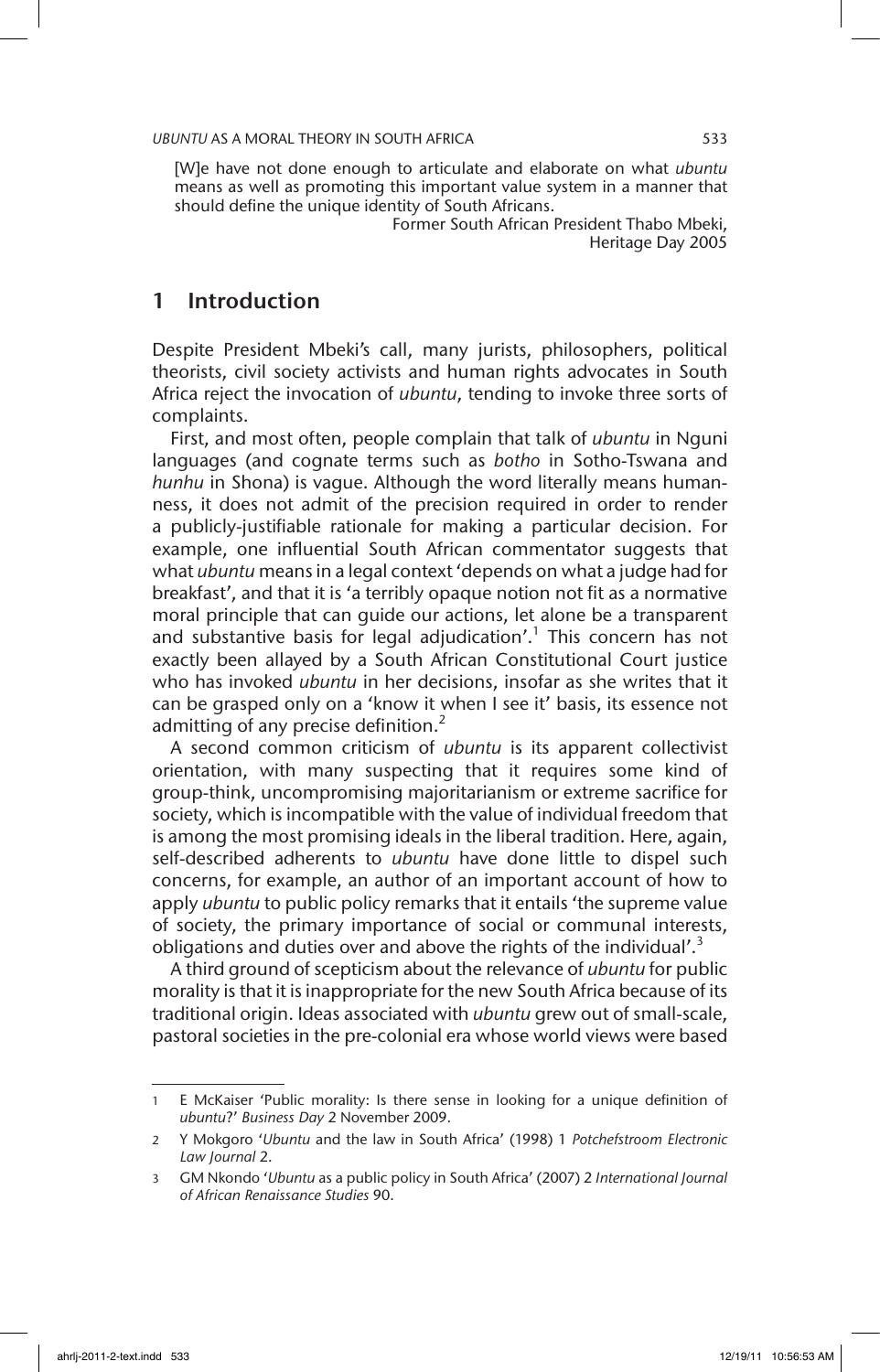> [W]e have not done enough to articulate and elaborate on what *ubuntu* means as well as promoting this important value system in a manner that should define the unique identity of South Africans.
>
> Former South African President Thabo Mbeki, Heritage Day 2005

## 1 Introduction

Despite President Mbeki's call, many jurists, philosophers, political theorists, civil society activists and human rights advocates in South Africa reject the invocation of *ubuntu*, tending to invoke three sorts of complaints.

First, and most often, people complain that talk of *ubuntu* in Nguni languages (and cognate terms such as *botho* in Sotho-Tswana and *hunhu* in Shona) is vague. Although the word literally means humanness, it does not admit of the precision required in order to render a publicly-justifiable rationale for making a particular decision. For example, one influential South African commentator suggests that what *ubuntu* means in a legal context 'depends on what a judge had for breakfast', and that it is 'a terribly opaque notion not fit as a normative moral principle that can guide our actions, let alone be a transparent and substantive basis for legal adjudication'.[1] This concern has not exactly been allayed by a South African Constitutional Court justice who has invoked *ubuntu* in her decisions, insofar as she writes that it can be grasped only on a 'know it when I see it' basis, its essence not admitting of any precise definition.[2]

A second common criticism of *ubuntu* is its apparent collectivist orientation, with many suspecting that it requires some kind of group-think, uncompromising majoritarianism or extreme sacrifice for society, which is incompatible with the value of individual freedom that is among the most promising ideals in the liberal tradition. Here, again, self-described adherents to *ubuntu* have done little to dispel such concerns, for example, an author of an important account of how to apply *ubuntu* to public policy remarks that it entails 'the supreme value of society, the primary importance of social or communal interests, obligations and duties over and above the rights of the individual'.[3]

A third ground of scepticism about the relevance of *ubuntu* for public morality is that it is inappropriate for the new South Africa because of its traditional origin. Ideas associated with *ubuntu* grew out of small-scale, pastoral societies in the pre-colonial era whose world views were based

---

1 E McKaiser 'Public morality: Is there sense in looking for a unique definition of *ubuntu*?' *Business Day* 2 November 2009.

2 Y Mokgoro '*Ubuntu* and the law in South Africa' (1998) 1 *Potchefstroom Electronic Law Journal* 2.

3 GM Nkondo '*Ubuntu* as a public policy in South Africa' (2007) 2 *International Journal of African Renaissance Studies* 90.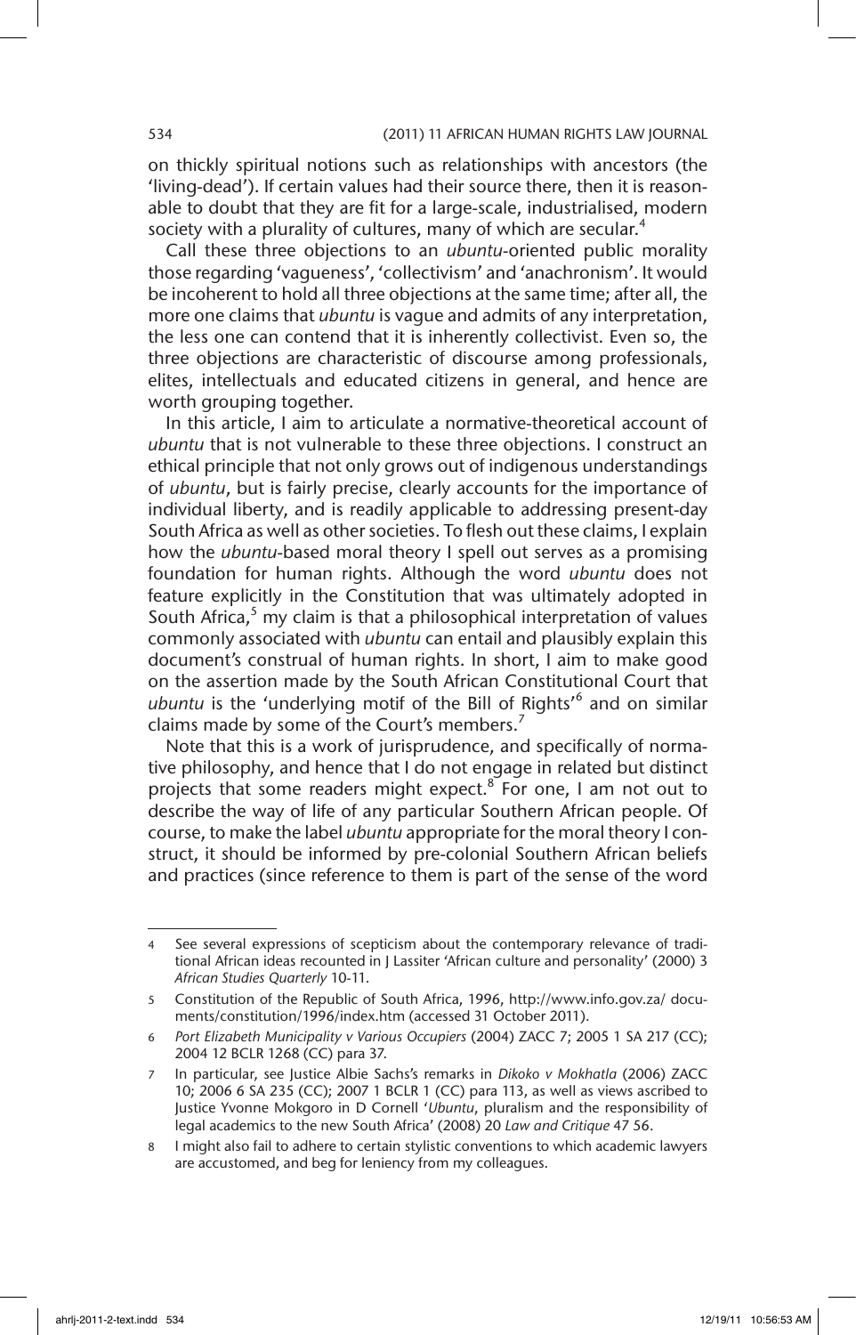on thickly spiritual notions such as relationships with ancestors (the 'living-dead'). If certain values had their source there, then it is reasonable to doubt that they are fit for a large-scale, industrialised, modern society with a plurality of cultures, many of which are secular.[4]

Call these three objections to an *ubuntu*-oriented public morality those regarding 'vagueness', 'collectivism' and 'anachronism'. It would be incoherent to hold all three objections at the same time; after all, the more one claims that *ubuntu* is vague and admits of any interpretation, the less one can contend that it is inherently collectivist. Even so, the three objections are characteristic of discourse among professionals, elites, intellectuals and educated citizens in general, and hence are worth grouping together.

In this article, I aim to articulate a normative-theoretical account of *ubuntu* that is not vulnerable to these three objections. I construct an ethical principle that not only grows out of indigenous understandings of *ubuntu*, but is fairly precise, clearly accounts for the importance of individual liberty, and is readily applicable to addressing present-day South Africa as well as other societies. To flesh out these claims, I explain how the *ubuntu*-based moral theory I spell out serves as a promising foundation for human rights. Although the word *ubuntu* does not feature explicitly in the Constitution that was ultimately adopted in South Africa,[5] my claim is that a philosophical interpretation of values commonly associated with *ubuntu* can entail and plausibly explain this document's construal of human rights. In short, I aim to make good on the assertion made by the South African Constitutional Court that *ubuntu* is the 'underlying motif of the Bill of Rights'[6] and on similar claims made by some of the Court's members.[7]

Note that this is a work of jurisprudence, and specifically of normative philosophy, and hence that I do not engage in related but distinct projects that some readers might expect.[8] For one, I am not out to describe the way of life of any particular Southern African people. Of course, to make the label *ubuntu* appropriate for the moral theory I construct, it should be informed by pre-colonial Southern African beliefs and practices (since reference to them is part of the sense of the word

---

4 See several expressions of scepticism about the contemporary relevance of traditional African ideas recounted in J Lassiter 'African culture and personality' (2000) 3 *African Studies Quarterly* 10-11.

5 Constitution of the Republic of South Africa, 1996, http://www.info.gov.za/documents/constitution/1996/index.htm (accessed 31 October 2011).

6 *Port Elizabeth Municipality v Various Occupiers* (2004) ZACC 7; 2005 1 SA 217 (CC); 2004 12 BCLR 1268 (CC) para 37.

7 In particular, see Justice Albie Sachs's remarks in *Dikoko v Mokhatla* (2006) ZACC 10; 2006 6 SA 235 (CC); 2007 1 BCLR 1 (CC) para 113, as well as views ascribed to Justice Yvonne Mokgoro in D Cornell '*Ubuntu*, pluralism and the responsibility of legal academics to the new South Africa' (2008) 20 *Law and Critique* 47 56.

8 I might also fail to adhere to certain stylistic conventions to which academic lawyers are accustomed, and beg for leniency from my colleagues.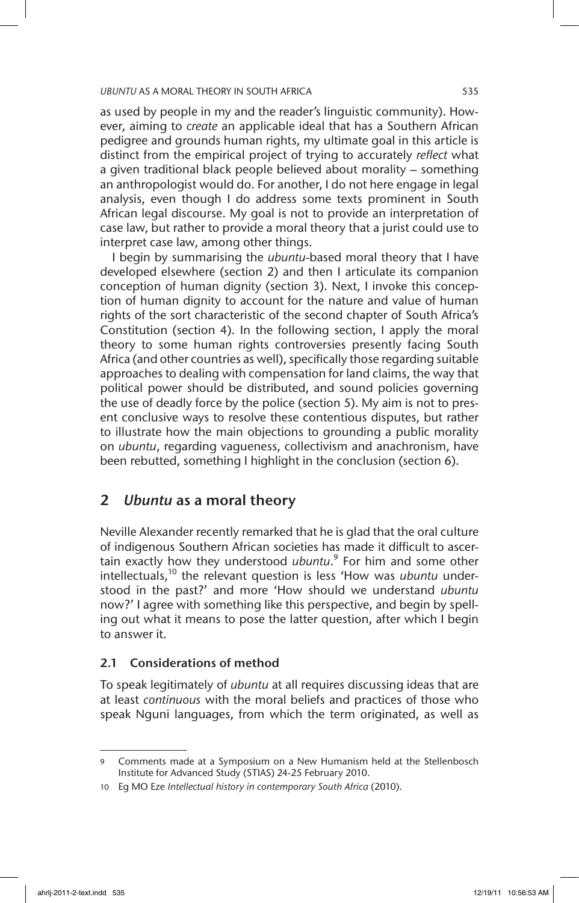as used by people in my and the reader's linguistic community). However, aiming to *create* an applicable ideal that has a Southern African pedigree and grounds human rights, my ultimate goal in this article is distinct from the empirical project of trying to accurately *reflect* what a given traditional black people believed about morality – something an anthropologist would do. For another, I do not here engage in legal analysis, even though I do address some texts prominent in South African legal discourse. My goal is not to provide an interpretation of case law, but rather to provide a moral theory that a jurist could use to interpret case law, among other things.

I begin by summarising the *ubuntu*-based moral theory that I have developed elsewhere (section 2) and then I articulate its companion conception of human dignity (section 3). Next, I invoke this conception of human dignity to account for the nature and value of human rights of the sort characteristic of the second chapter of South Africa's Constitution (section 4). In the following section, I apply the moral theory to some human rights controversies presently facing South Africa (and other countries as well), specifically those regarding suitable approaches to dealing with compensation for land claims, the way that political power should be distributed, and sound policies governing the use of deadly force by the police (section 5). My aim is not to present conclusive ways to resolve these contentious disputes, but rather to illustrate how the main objections to grounding a public morality on *ubuntu*, regarding vagueness, collectivism and anachronism, have been rebutted, something I highlight in the conclusion (section 6).

## 2 *Ubuntu* as a moral theory

Neville Alexander recently remarked that he is glad that the oral culture of indigenous Southern African societies has made it difficult to ascertain exactly how they understood *ubuntu*.[9] For him and some other intellectuals,[10] the relevant question is less 'How was *ubuntu* understood in the past?' and more 'How should we understand *ubuntu* now?' I agree with something like this perspective, and begin by spelling out what it means to pose the latter question, after which I begin to answer it.

### 2.1 Considerations of method

To speak legitimately of *ubuntu* at all requires discussing ideas that are at least *continuous* with the moral beliefs and practices of those who speak Nguni languages, from which the term originated, as well as

---

9 Comments made at a Symposium on a New Humanism held at the Stellenbosch Institute for Advanced Study (STIAS) 24-25 February 2010.

10 Eg MO Eze *Intellectual history in contemporary South Africa* (2010).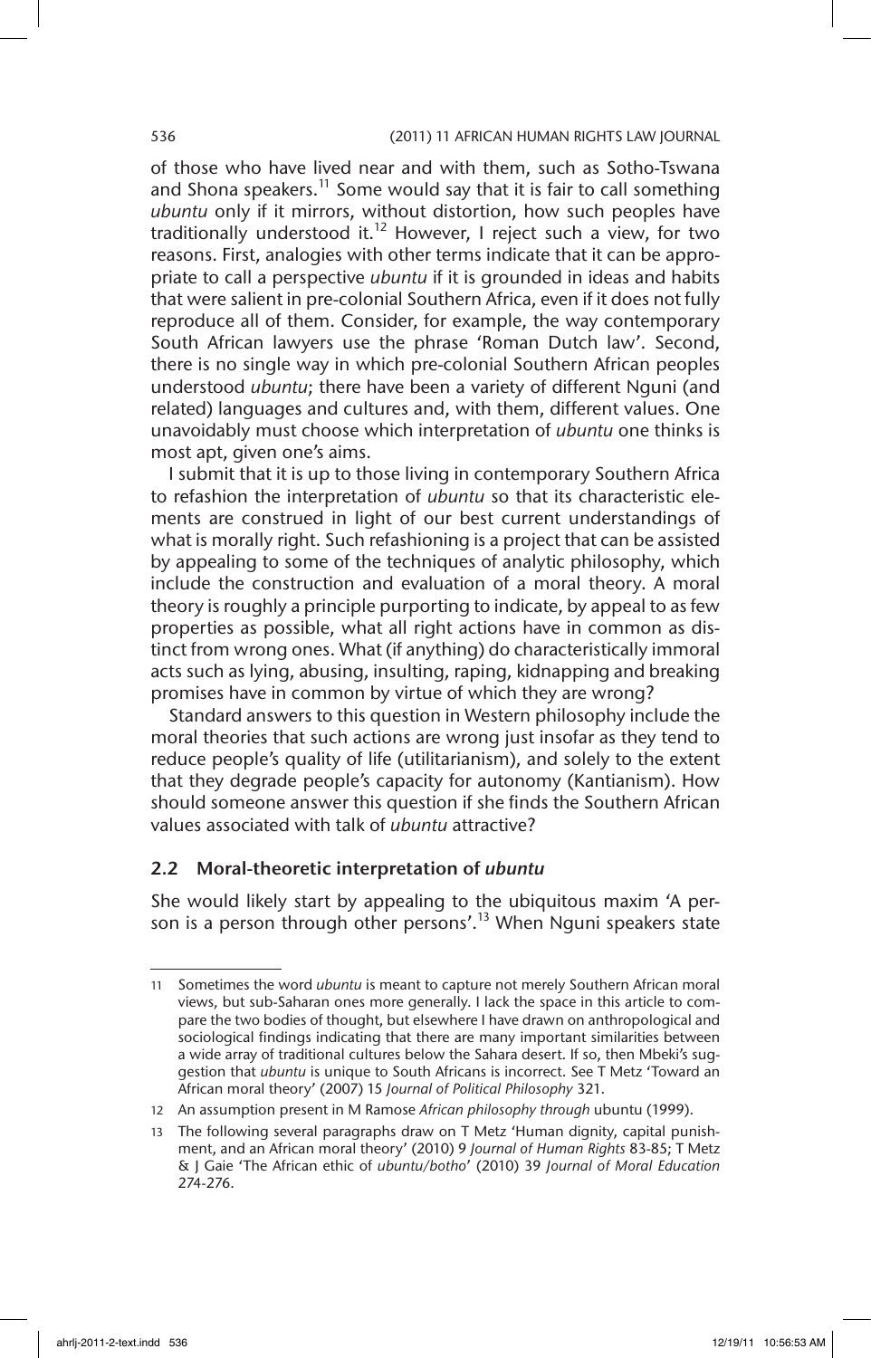of those who have lived near and with them, such as Sotho-Tswana and Shona speakers.[11] Some would say that it is fair to call something *ubuntu* only if it mirrors, without distortion, how such peoples have traditionally understood it.[12] However, I reject such a view, for two reasons. First, analogies with other terms indicate that it can be appropriate to call a perspective *ubuntu* if it is grounded in ideas and habits that were salient in pre-colonial Southern Africa, even if it does not fully reproduce all of them. Consider, for example, the way contemporary South African lawyers use the phrase 'Roman Dutch law'. Second, there is no single way in which pre-colonial Southern African peoples understood *ubuntu*; there have been a variety of different Nguni (and related) languages and cultures and, with them, different values. One unavoidably must choose which interpretation of *ubuntu* one thinks is most apt, given one's aims.

I submit that it is up to those living in contemporary Southern Africa to refashion the interpretation of *ubuntu* so that its characteristic elements are construed in light of our best current understandings of what is morally right. Such refashioning is a project that can be assisted by appealing to some of the techniques of analytic philosophy, which include the construction and evaluation of a moral theory. A moral theory is roughly a principle purporting to indicate, by appeal to as few properties as possible, what all right actions have in common as distinct from wrong ones. What (if anything) do characteristically immoral acts such as lying, abusing, insulting, raping, kidnapping and breaking promises have in common by virtue of which they are wrong?

Standard answers to this question in Western philosophy include the moral theories that such actions are wrong just insofar as they tend to reduce people's quality of life (utilitarianism), and solely to the extent that they degrade people's capacity for autonomy (Kantianism). How should someone answer this question if she finds the Southern African values associated with talk of *ubuntu* attractive?

### 2.2 Moral-theoretic interpretation of *ubuntu*

She would likely start by appealing to the ubiquitous maxim 'A person is a person through other persons'.[13] When Nguni speakers state

---

11 Sometimes the word *ubuntu* is meant to capture not merely Southern African moral views, but sub-Saharan ones more generally. I lack the space in this article to compare the two bodies of thought, but elsewhere I have drawn on anthropological and sociological findings indicating that there are many important similarities between a wide array of traditional cultures below the Sahara desert. If so, then Mbeki's suggestion that *ubuntu* is unique to South Africans is incorrect. See T Metz 'Toward an African moral theory' (2007) 15 *Journal of Political Philosophy* 321.

12 An assumption present in M Ramose *African philosophy through* ubuntu (1999).

13 The following several paragraphs draw on T Metz 'Human dignity, capital punishment, and an African moral theory' (2010) 9 *Journal of Human Rights* 83-85; T Metz & J Gaie 'The African ethic of *ubuntu/botho*' (2010) 39 *Journal of Moral Education* 274-276.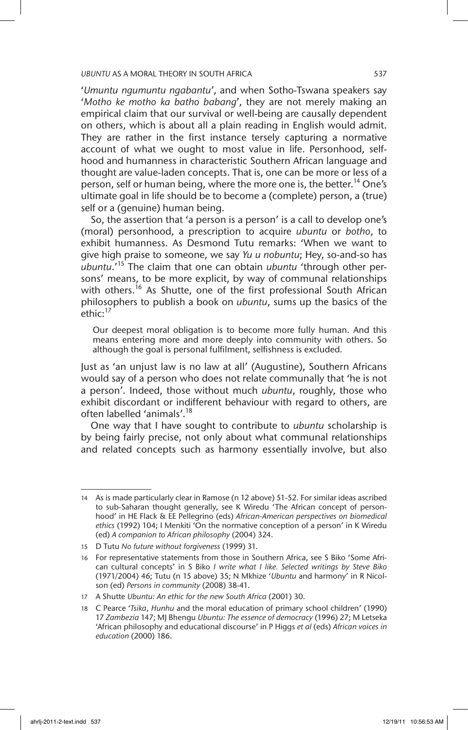'*Umuntu ngumuntu ngabantu*', and when Sotho-Tswana speakers say '*Motho ke motho ka batho babang*', they are not merely making an empirical claim that our survival or well-being are causally dependent on others, which is about all a plain reading in English would admit. They are rather in the first instance tersely capturing a normative account of what we ought to most value in life. Personhood, selfhood and humanness in characteristic Southern African language and thought are value-laden concepts. That is, one can be more or less of a person, self or human being, where the more one is, the better.[14] One's ultimate goal in life should be to become a (complete) person, a (true) self or a (genuine) human being.

So, the assertion that 'a person is a person' is a call to develop one's (moral) personhood, a prescription to acquire *ubuntu* or *botho*, to exhibit humanness. As Desmond Tutu remarks: 'When we want to give high praise to someone, we say *Yu u nobuntu*; Hey, so-and-so has *ubuntu*.'[15] The claim that one can obtain *ubuntu* 'through other persons' means, to be more explicit, by way of communal relationships with others.[16] As Shutte, one of the first professional South African philosophers to publish a book on *ubuntu*, sums up the basics of the ethic:[17]

> Our deepest moral obligation is to become more fully human. And this means entering more and more deeply into community with others. So although the goal is personal fulfilment, selfishness is excluded.

Just as 'an unjust law is no law at all' (Augustine), Southern Africans would say of a person who does not relate communally that 'he is not a person'. Indeed, those without much *ubuntu*, roughly, those who exhibit discordant or indifferent behaviour with regard to others, are often labelled 'animals'.[18]

One way that I have sought to contribute to *ubuntu* scholarship is by being fairly precise, not only about what communal relationships and related concepts such as harmony essentially involve, but also

---

14 As is made particularly clear in Ramose (n 12 above) 51-52. For similar ideas ascribed to sub-Saharan thought generally, see K Wiredu 'The African concept of personhood' in HE Flack & EE Pellegrino (eds) *African-American perspectives on biomedical ethics* (1992) 104; I Menkiti 'On the normative conception of a person' in K Wiredu (ed) *A companion to African philosophy* (2004) 324.

15 D Tutu *No future without forgiveness* (1999) 31.

16 For representative statements from those in Southern Africa, see S Biko 'Some African cultural concepts' in S Biko *I write what I like. Selected writings by Steve Biko* (1971/2004) 46; Tutu (n 15 above) 35; N Mkhize '*Ubuntu* and harmony' in R Nicolson (ed) *Persons in community* (2008) 38-41.

17 A Shutte *Ubuntu: An ethic for the new South Africa* (2001) 30.

18 C Pearce '*Tsika*, *Hunhu* and the moral education of primary school children' (1990) 17 *Zambezia* 147; MJ Bhengu *Ubuntu: The essence of democracy* (1996) 27; M Letseka 'African philosophy and educational discourse' in P Higgs *et al* (eds) *African voices in education* (2000) 186.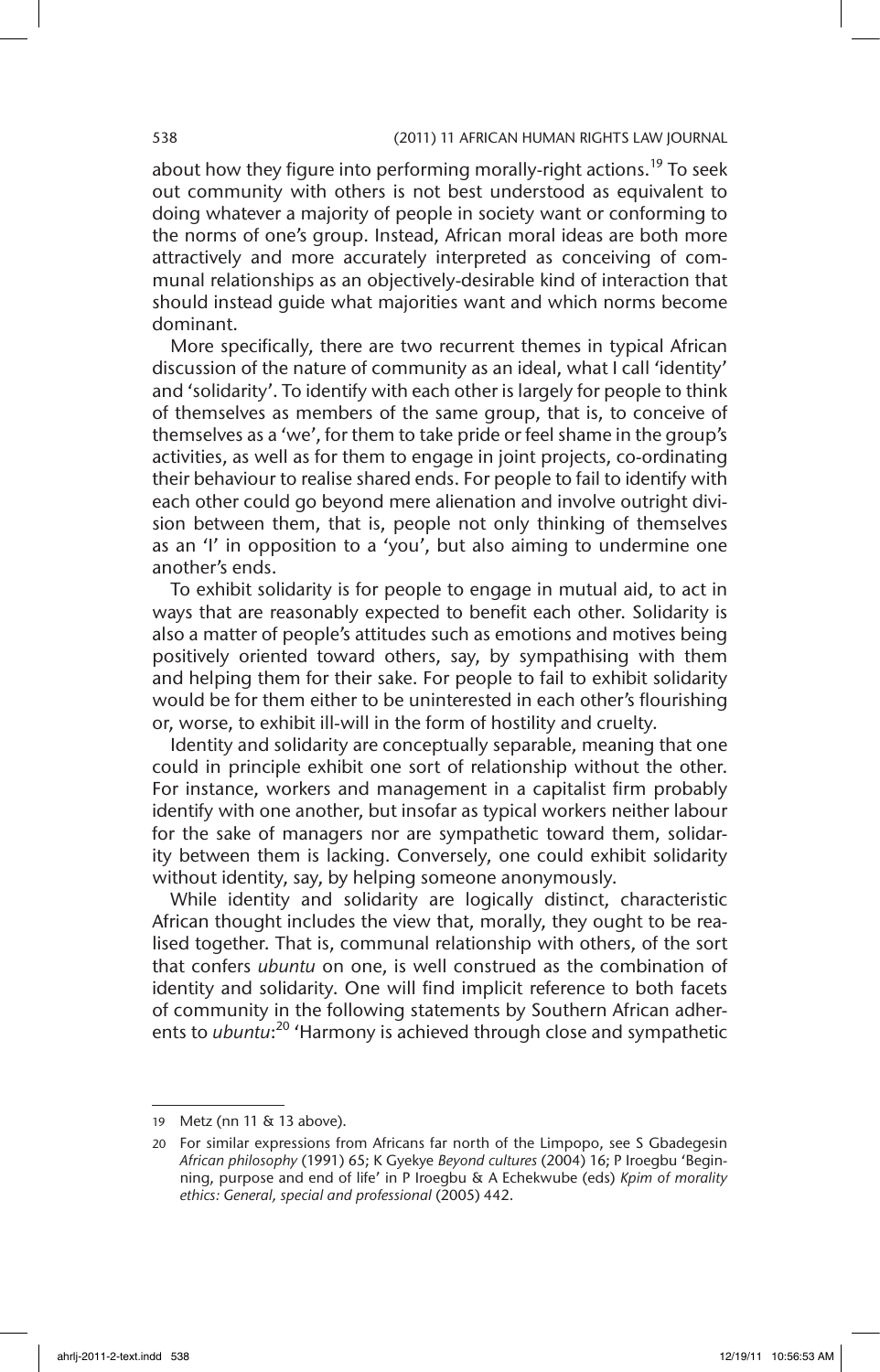about how they figure into performing morally-right actions.[19] To seek out community with others is not best understood as equivalent to doing whatever a majority of people in society want or conforming to the norms of one's group. Instead, African moral ideas are both more attractively and more accurately interpreted as conceiving of communal relationships as an objectively-desirable kind of interaction that should instead guide what majorities want and which norms become dominant.

More specifically, there are two recurrent themes in typical African discussion of the nature of community as an ideal, what I call 'identity' and 'solidarity'. To identify with each other is largely for people to think of themselves as members of the same group, that is, to conceive of themselves as a 'we', for them to take pride or feel shame in the group's activities, as well as for them to engage in joint projects, co-ordinating their behaviour to realise shared ends. For people to fail to identify with each other could go beyond mere alienation and involve outright division between them, that is, people not only thinking of themselves as an 'I' in opposition to a 'you', but also aiming to undermine one another's ends.

To exhibit solidarity is for people to engage in mutual aid, to act in ways that are reasonably expected to benefit each other. Solidarity is also a matter of people's attitudes such as emotions and motives being positively oriented toward others, say, by sympathising with them and helping them for their sake. For people to fail to exhibit solidarity would be for them either to be uninterested in each other's flourishing or, worse, to exhibit ill-will in the form of hostility and cruelty.

Identity and solidarity are conceptually separable, meaning that one could in principle exhibit one sort of relationship without the other. For instance, workers and management in a capitalist firm probably identify with one another, but insofar as typical workers neither labour for the sake of managers nor are sympathetic toward them, solidarity between them is lacking. Conversely, one could exhibit solidarity without identity, say, by helping someone anonymously.

While identity and solidarity are logically distinct, characteristic African thought includes the view that, morally, they ought to be realised together. That is, communal relationship with others, of the sort that confers *ubuntu* on one, is well construed as the combination of identity and solidarity. One will find implicit reference to both facets of community in the following statements by Southern African adherents to *ubuntu*:[20] 'Harmony is achieved through close and sympathetic

---

19 Metz (nn 11 & 13 above).

20 For similar expressions from Africans far north of the Limpopo, see S Gbadegesin *African philosophy* (1991) 65; K Gyekye *Beyond cultures* (2004) 16; P Iroegbu 'Beginning, purpose and end of life' in P Iroegbu & A Echekwube (eds) *Kpim of morality ethics: General, special and professional* (2005) 442.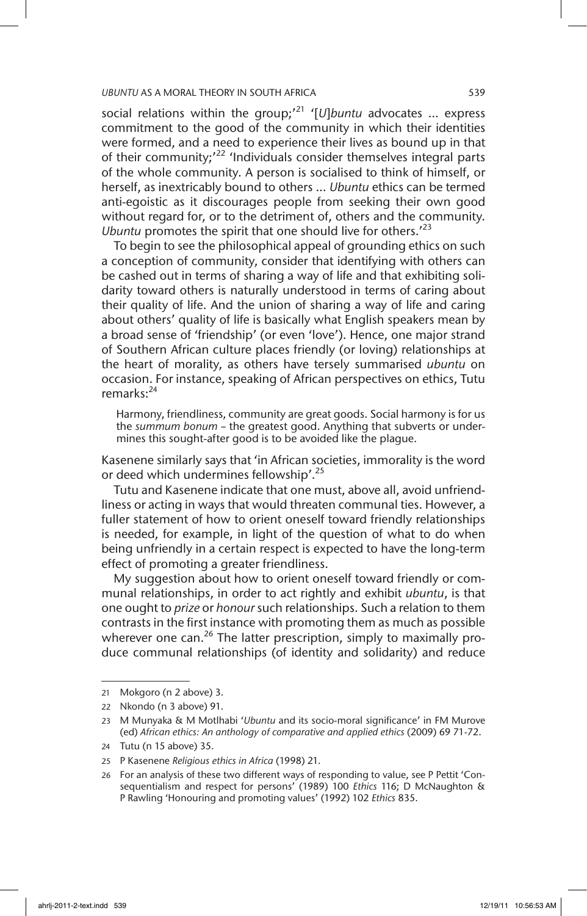social relations within the group;'[21] '[*U*]*buntu* advocates ... express commitment to the good of the community in which their identities were formed, and a need to experience their lives as bound up in that of their community;'[22] 'Individuals consider themselves integral parts of the whole community. A person is socialised to think of himself, or herself, as inextricably bound to others ... *Ubuntu* ethics can be termed anti-egoistic as it discourages people from seeking their own good without regard for, or to the detriment of, others and the community. *Ubuntu* promotes the spirit that one should live for others.'[23]

To begin to see the philosophical appeal of grounding ethics on such a conception of community, consider that identifying with others can be cashed out in terms of sharing a way of life and that exhibiting solidarity toward others is naturally understood in terms of caring about their quality of life. And the union of sharing a way of life and caring about others' quality of life is basically what English speakers mean by a broad sense of 'friendship' (or even 'love'). Hence, one major strand of Southern African culture places friendly (or loving) relationships at the heart of morality, as others have tersely summarised *ubuntu* on occasion. For instance, speaking of African perspectives on ethics, Tutu remarks:[24]

> Harmony, friendliness, community are great goods. Social harmony is for us the *summum bonum* – the greatest good. Anything that subverts or undermines this sought-after good is to be avoided like the plague.

Kasenene similarly says that 'in African societies, immorality is the word or deed which undermines fellowship'.[25]

Tutu and Kasenene indicate that one must, above all, avoid unfriendliness or acting in ways that would threaten communal ties. However, a fuller statement of how to orient oneself toward friendly relationships is needed, for example, in light of the question of what to do when being unfriendly in a certain respect is expected to have the long-term effect of promoting a greater friendliness.

My suggestion about how to orient oneself toward friendly or communal relationships, in order to act rightly and exhibit *ubuntu*, is that one ought to *prize* or *honour* such relationships. Such a relation to them contrasts in the first instance with promoting them as much as possible wherever one can.[26] The latter prescription, simply to maximally produce communal relationships (of identity and solidarity) and reduce

---

21 Mokgoro (n 2 above) 3.

22 Nkondo (n 3 above) 91.

23 M Munyaka & M Motlhabi '*Ubuntu* and its socio-moral significance' in FM Murove (ed) *African ethics: An anthology of comparative and applied ethics* (2009) 69 71-72.

24 Tutu (n 15 above) 35.

25 P Kasenene *Religious ethics in Africa* (1998) 21.

26 For an analysis of these two different ways of responding to value, see P Pettit 'Consequentialism and respect for persons' (1989) 100 *Ethics* 116; D McNaughton & P Rawling 'Honouring and promoting values' (1992) 102 *Ethics* 835.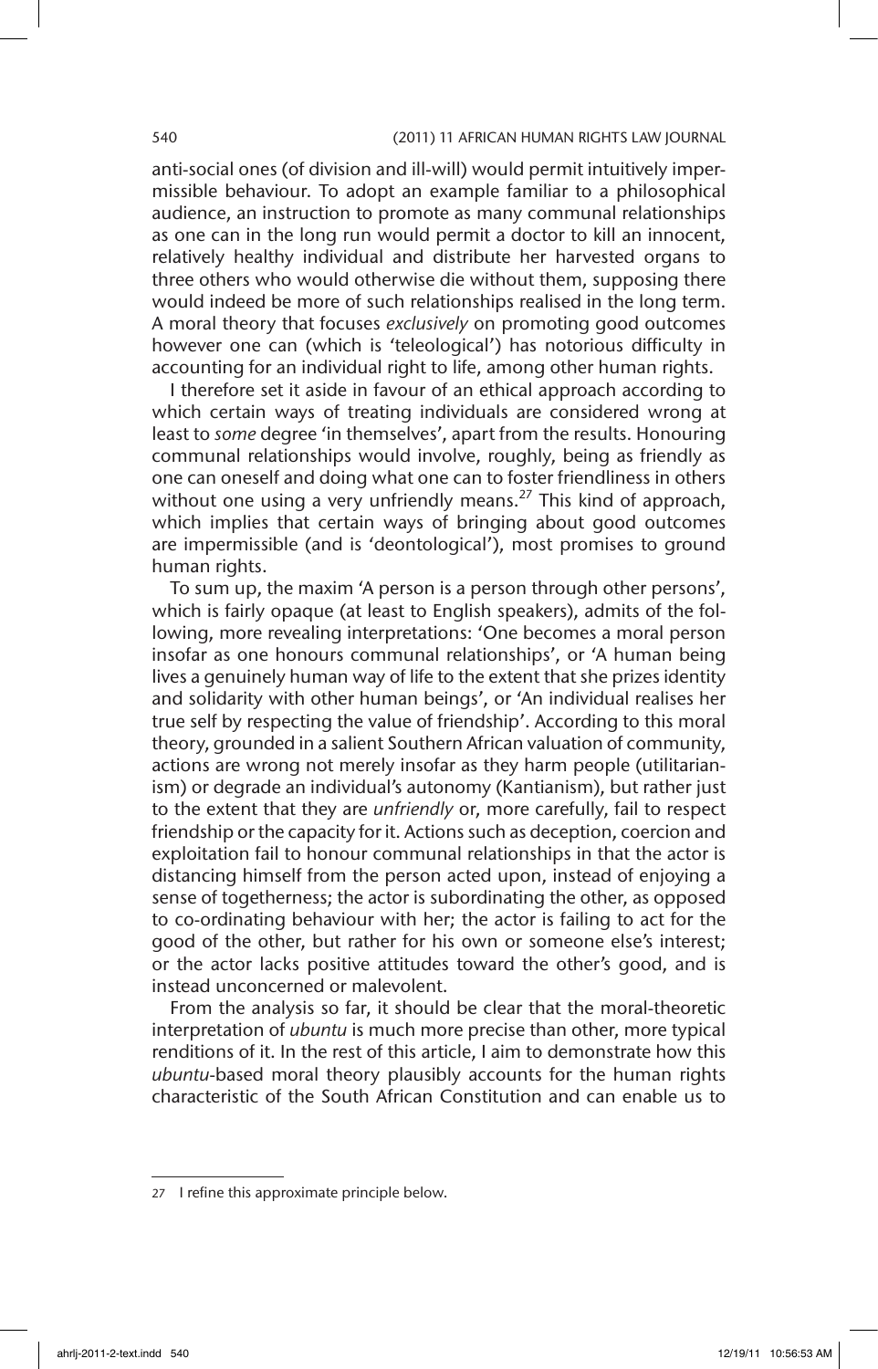anti-social ones (of division and ill-will) would permit intuitively impermissible behaviour. To adopt an example familiar to a philosophical audience, an instruction to promote as many communal relationships as one can in the long run would permit a doctor to kill an innocent, relatively healthy individual and distribute her harvested organs to three others who would otherwise die without them, supposing there would indeed be more of such relationships realised in the long term. A moral theory that focuses *exclusively* on promoting good outcomes however one can (which is 'teleological') has notorious difficulty in accounting for an individual right to life, among other human rights.

I therefore set it aside in favour of an ethical approach according to which certain ways of treating individuals are considered wrong at least to *some* degree 'in themselves', apart from the results. Honouring communal relationships would involve, roughly, being as friendly as one can oneself and doing what one can to foster friendliness in others without one using a very unfriendly means.[27] This kind of approach, which implies that certain ways of bringing about good outcomes are impermissible (and is 'deontological'), most promises to ground human rights.

To sum up, the maxim 'A person is a person through other persons', which is fairly opaque (at least to English speakers), admits of the following, more revealing interpretations: 'One becomes a moral person insofar as one honours communal relationships', or 'A human being lives a genuinely human way of life to the extent that she prizes identity and solidarity with other human beings', or 'An individual realises her true self by respecting the value of friendship'. According to this moral theory, grounded in a salient Southern African valuation of community, actions are wrong not merely insofar as they harm people (utilitarianism) or degrade an individual's autonomy (Kantianism), but rather just to the extent that they are *unfriendly* or, more carefully, fail to respect friendship or the capacity for it. Actions such as deception, coercion and exploitation fail to honour communal relationships in that the actor is distancing himself from the person acted upon, instead of enjoying a sense of togetherness; the actor is subordinating the other, as opposed to co-ordinating behaviour with her; the actor is failing to act for the good of the other, but rather for his own or someone else's interest; or the actor lacks positive attitudes toward the other's good, and is instead unconcerned or malevolent.

From the analysis so far, it should be clear that the moral-theoretic interpretation of *ubuntu* is much more precise than other, more typical renditions of it. In the rest of this article, I aim to demonstrate how this *ubuntu*-based moral theory plausibly accounts for the human rights characteristic of the South African Constitution and can enable us to

---

27 I refine this approximate principle below.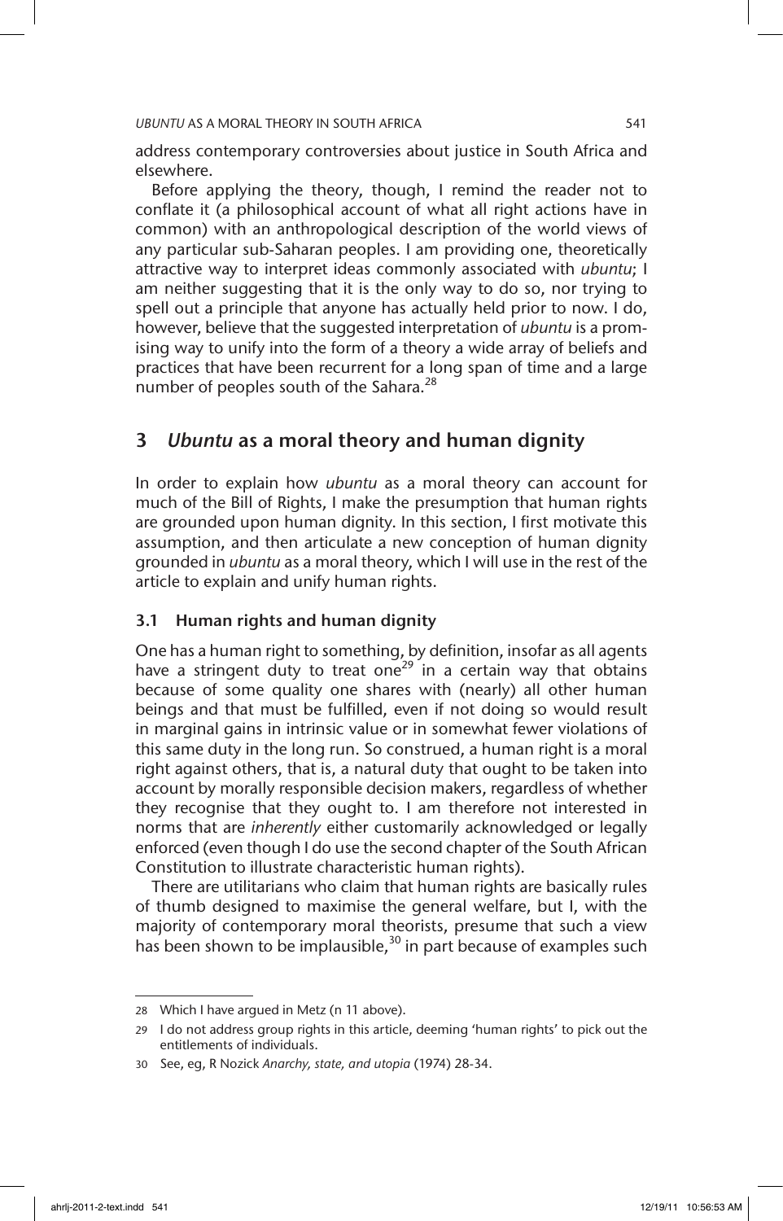address contemporary controversies about justice in South Africa and elsewhere.

Before applying the theory, though, I remind the reader not to conflate it (a philosophical account of what all right actions have in common) with an anthropological description of the world views of any particular sub-Saharan peoples. I am providing one, theoretically attractive way to interpret ideas commonly associated with *ubuntu*; I am neither suggesting that it is the only way to do so, nor trying to spell out a principle that anyone has actually held prior to now. I do, however, believe that the suggested interpretation of *ubuntu* is a promising way to unify into the form of a theory a wide array of beliefs and practices that have been recurrent for a long span of time and a large number of peoples south of the Sahara.[28]

## 3 *Ubuntu* as a moral theory and human dignity

In order to explain how *ubuntu* as a moral theory can account for much of the Bill of Rights, I make the presumption that human rights are grounded upon human dignity. In this section, I first motivate this assumption, and then articulate a new conception of human dignity grounded in *ubuntu* as a moral theory, which I will use in the rest of the article to explain and unify human rights.

### 3.1 Human rights and human dignity

One has a human right to something, by definition, insofar as all agents have a stringent duty to treat one[29] in a certain way that obtains because of some quality one shares with (nearly) all other human beings and that must be fulfilled, even if not doing so would result in marginal gains in intrinsic value or in somewhat fewer violations of this same duty in the long run. So construed, a human right is a moral right against others, that is, a natural duty that ought to be taken into account by morally responsible decision makers, regardless of whether they recognise that they ought to. I am therefore not interested in norms that are *inherently* either customarily acknowledged or legally enforced (even though I do use the second chapter of the South African Constitution to illustrate characteristic human rights).

There are utilitarians who claim that human rights are basically rules of thumb designed to maximise the general welfare, but I, with the majority of contemporary moral theorists, presume that such a view has been shown to be implausible,[30] in part because of examples such

---

28 Which I have argued in Metz (n 11 above).

29 I do not address group rights in this article, deeming 'human rights' to pick out the entitlements of individuals.

30 See, eg, R Nozick *Anarchy, state, and utopia* (1974) 28-34.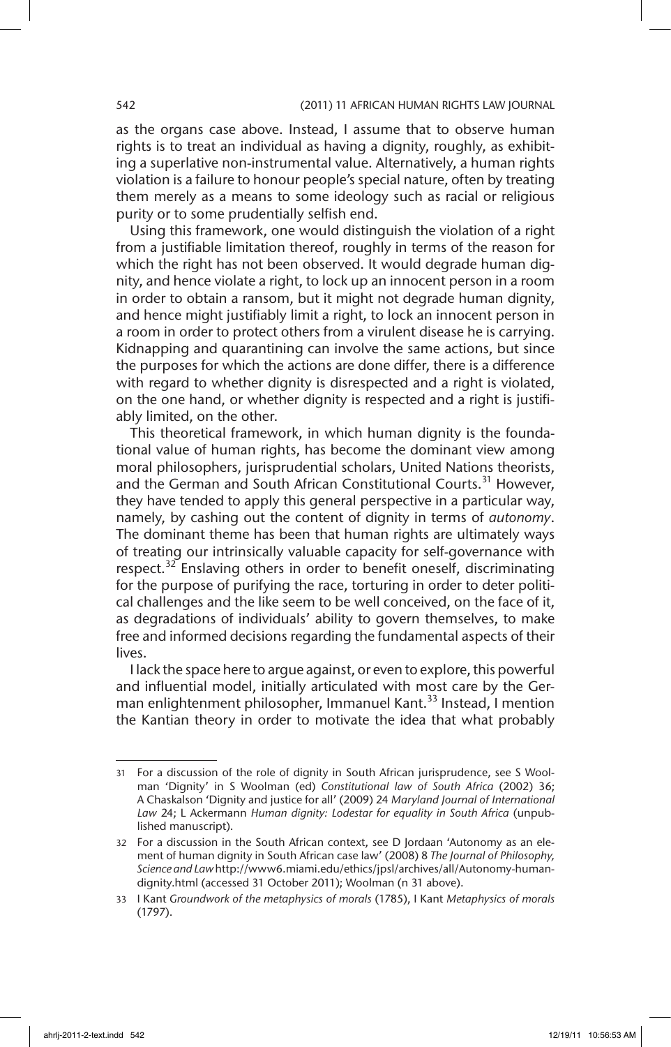as the organs case above. Instead, I assume that to observe human rights is to treat an individual as having a dignity, roughly, as exhibiting a superlative non-instrumental value. Alternatively, a human rights violation is a failure to honour people's special nature, often by treating them merely as a means to some ideology such as racial or religious purity or to some prudentially selfish end.

Using this framework, one would distinguish the violation of a right from a justifiable limitation thereof, roughly in terms of the reason for which the right has not been observed. It would degrade human dignity, and hence violate a right, to lock up an innocent person in a room in order to obtain a ransom, but it might not degrade human dignity, and hence might justifiably limit a right, to lock an innocent person in a room in order to protect others from a virulent disease he is carrying. Kidnapping and quarantining can involve the same actions, but since the purposes for which the actions are done differ, there is a difference with regard to whether dignity is disrespected and a right is violated, on the one hand, or whether dignity is respected and a right is justifiably limited, on the other.

This theoretical framework, in which human dignity is the foundational value of human rights, has become the dominant view among moral philosophers, jurisprudential scholars, United Nations theorists, and the German and South African Constitutional Courts.[31] However, they have tended to apply this general perspective in a particular way, namely, by cashing out the content of dignity in terms of *autonomy*. The dominant theme has been that human rights are ultimately ways of treating our intrinsically valuable capacity for self-governance with respect.[32] Enslaving others in order to benefit oneself, discriminating for the purpose of purifying the race, torturing in order to deter political challenges and the like seem to be well conceived, on the face of it, as degradations of individuals' ability to govern themselves, to make free and informed decisions regarding the fundamental aspects of their lives.

I lack the space here to argue against, or even to explore, this powerful and influential model, initially articulated with most care by the German enlightenment philosopher, Immanuel Kant.[33] Instead, I mention the Kantian theory in order to motivate the idea that what probably

---

31 For a discussion of the role of dignity in South African jurisprudence, see S Woolman 'Dignity' in S Woolman (ed) *Constitutional law of South Africa* (2002) 36; A Chaskalson 'Dignity and justice for all' (2009) 24 *Maryland Journal of International Law* 24; L Ackermann *Human dignity: Lodestar for equality in South Africa* (unpublished manuscript).

32 For a discussion in the South African context, see D Jordaan 'Autonomy as an element of human dignity in South African case law' (2008) 8 *The Journal of Philosophy, Science and Law* http://www6.miami.edu/ethics/jpsl/archives/all/Autonomy-human-dignity.html (accessed 31 October 2011); Woolman (n 31 above).

33 I Kant *Groundwork of the metaphysics of morals* (1785), I Kant *Metaphysics of morals* (1797).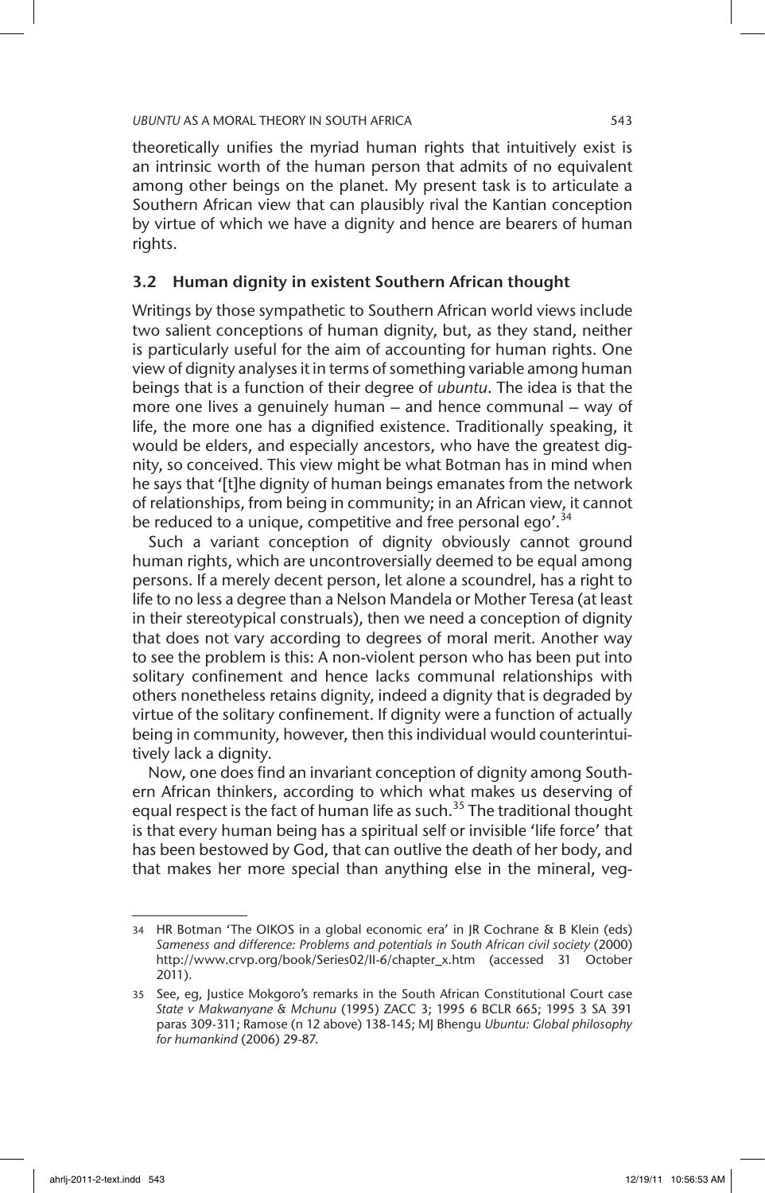theoretically unifies the myriad human rights that intuitively exist is an intrinsic worth of the human person that admits of no equivalent among other beings on the planet. My present task is to articulate a Southern African view that can plausibly rival the Kantian conception by virtue of which we have a dignity and hence are bearers of human rights.

### 3.2 Human dignity in existent Southern African thought

Writings by those sympathetic to Southern African world views include two salient conceptions of human dignity, but, as they stand, neither is particularly useful for the aim of accounting for human rights. One view of dignity analyses it in terms of something variable among human beings that is a function of their degree of *ubuntu*. The idea is that the more one lives a genuinely human – and hence communal – way of life, the more one has a dignified existence. Traditionally speaking, it would be elders, and especially ancestors, who have the greatest dignity, so conceived. This view might be what Botman has in mind when he says that '[t]he dignity of human beings emanates from the network of relationships, from being in community; in an African view, it cannot be reduced to a unique, competitive and free personal ego'.[34]

Such a variant conception of dignity obviously cannot ground human rights, which are uncontroversially deemed to be equal among persons. If a merely decent person, let alone a scoundrel, has a right to life to no less a degree than a Nelson Mandela or Mother Teresa (at least in their stereotypical construals), then we need a conception of dignity that does not vary according to degrees of moral merit. Another way to see the problem is this: A non-violent person who has been put into solitary confinement and hence lacks communal relationships with others nonetheless retains dignity, indeed a dignity that is degraded by virtue of the solitary confinement. If dignity were a function of actually being in community, however, then this individual would counterintuitively lack a dignity.

Now, one does find an invariant conception of dignity among Southern African thinkers, according to which what makes us deserving of equal respect is the fact of human life as such.[35] The traditional thought is that every human being has a spiritual self or invisible 'life force' that has been bestowed by God, that can outlive the death of her body, and that makes her more special than anything else in the mineral, veg-

---

34 HR Botman 'The OIKOS in a global economic era' in JR Cochrane & B Klein (eds) *Sameness and difference: Problems and potentials in South African civil society* (2000) http://www.crvp.org/book/Series02/II-6/chapter_x.htm (accessed 31 October 2011).

35 See, eg, Justice Mokgoro's remarks in the South African Constitutional Court case *State v Makwanyane & Mchunu* (1995) ZACC 3; 1995 6 BCLR 665; 1995 3 SA 391 paras 309-311; Ramose (n 12 above) 138-145; MJ Bhengu *Ubuntu: Global philosophy for humankind* (2006) 29-87.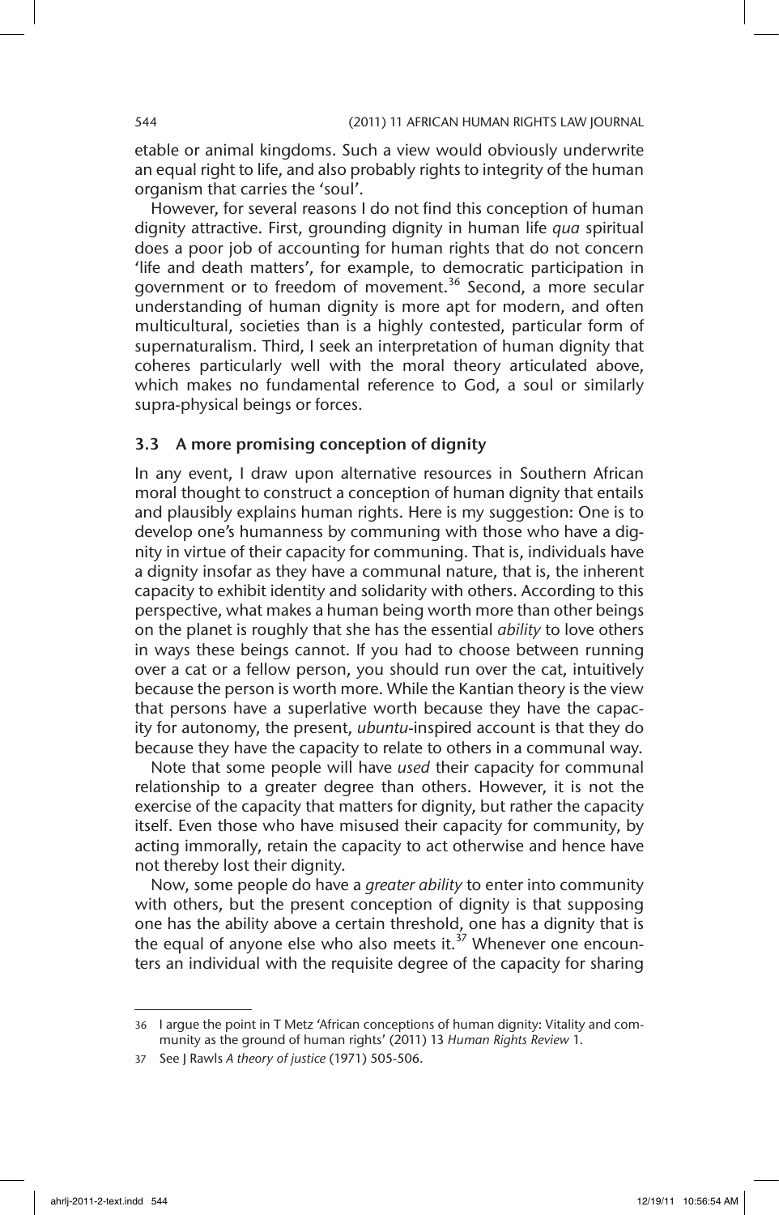etable or animal kingdoms. Such a view would obviously underwrite an equal right to life, and also probably rights to integrity of the human organism that carries the 'soul'.

However, for several reasons I do not find this conception of human dignity attractive. First, grounding dignity in human life *qua* spiritual does a poor job of accounting for human rights that do not concern 'life and death matters', for example, to democratic participation in government or to freedom of movement.[36] Second, a more secular understanding of human dignity is more apt for modern, and often multicultural, societies than is a highly contested, particular form of supernaturalism. Third, I seek an interpretation of human dignity that coheres particularly well with the moral theory articulated above, which makes no fundamental reference to God, a soul or similarly supra-physical beings or forces.

### 3.3 A more promising conception of dignity

In any event, I draw upon alternative resources in Southern African moral thought to construct a conception of human dignity that entails and plausibly explains human rights. Here is my suggestion: One is to develop one's humanness by communing with those who have a dignity in virtue of their capacity for communing. That is, individuals have a dignity insofar as they have a communal nature, that is, the inherent capacity to exhibit identity and solidarity with others. According to this perspective, what makes a human being worth more than other beings on the planet is roughly that she has the essential *ability* to love others in ways these beings cannot. If you had to choose between running over a cat or a fellow person, you should run over the cat, intuitively because the person is worth more. While the Kantian theory is the view that persons have a superlative worth because they have the capacity for autonomy, the present, *ubuntu*-inspired account is that they do because they have the capacity to relate to others in a communal way.

Note that some people will have *used* their capacity for communal relationship to a greater degree than others. However, it is not the exercise of the capacity that matters for dignity, but rather the capacity itself. Even those who have misused their capacity for community, by acting immorally, retain the capacity to act otherwise and hence have not thereby lost their dignity.

Now, some people do have a *greater ability* to enter into community with others, but the present conception of dignity is that supposing one has the ability above a certain threshold, one has a dignity that is the equal of anyone else who also meets it.[37] Whenever one encounters an individual with the requisite degree of the capacity for sharing

---

36 I argue the point in T Metz 'African conceptions of human dignity: Vitality and community as the ground of human rights' (2011) 13 *Human Rights Review* 1.

37 See J Rawls *A theory of justice* (1971) 505-506.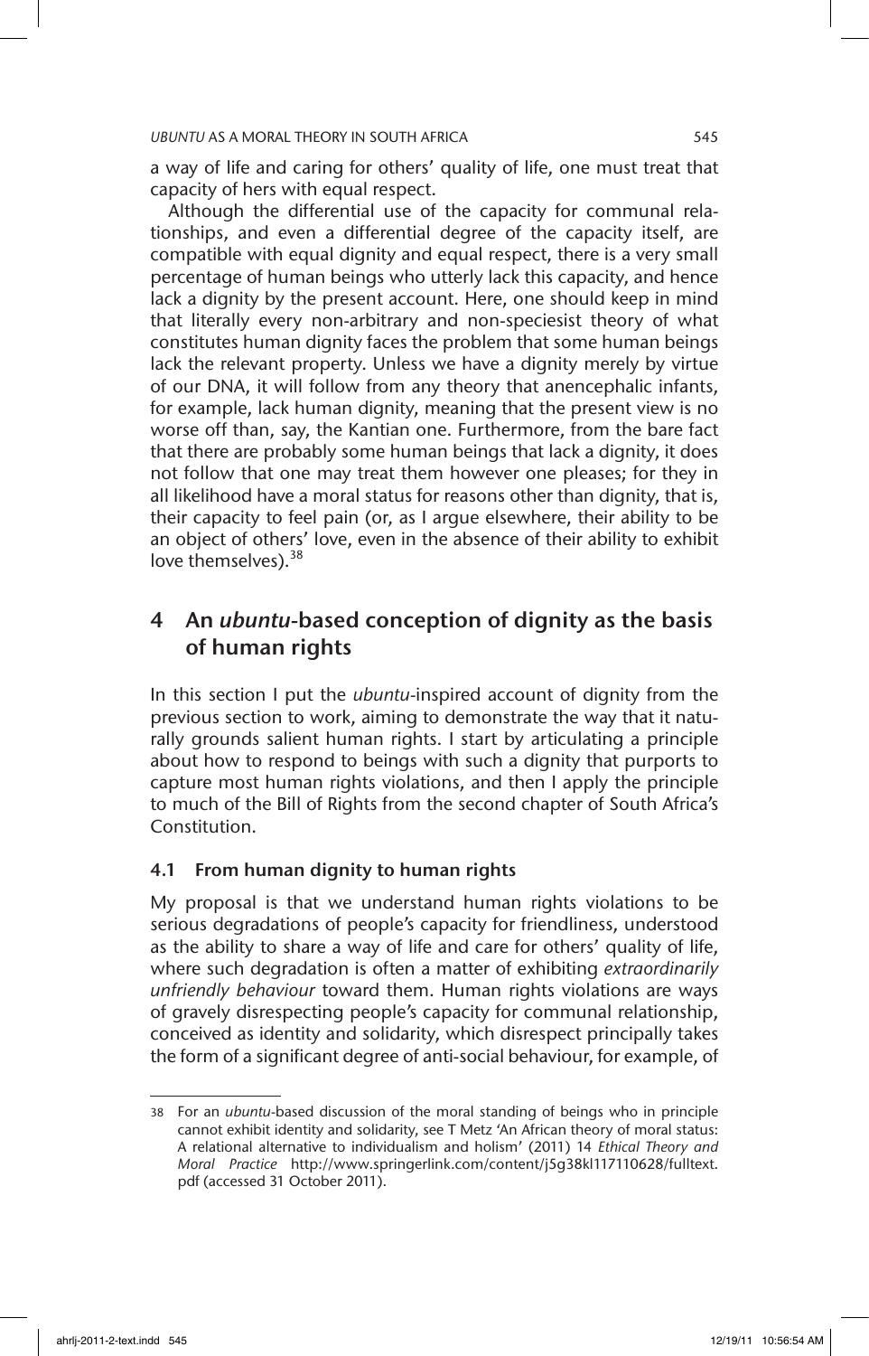a way of life and caring for others' quality of life, one must treat that capacity of hers with equal respect.

Although the differential use of the capacity for communal relationships, and even a differential degree of the capacity itself, are compatible with equal dignity and equal respect, there is a very small percentage of human beings who utterly lack this capacity, and hence lack a dignity by the present account. Here, one should keep in mind that literally every non-arbitrary and non-speciesist theory of what constitutes human dignity faces the problem that some human beings lack the relevant property. Unless we have a dignity merely by virtue of our DNA, it will follow from any theory that anencephalic infants, for example, lack human dignity, meaning that the present view is no worse off than, say, the Kantian one. Furthermore, from the bare fact that there are probably some human beings that lack a dignity, it does not follow that one may treat them however one pleases; for they in all likelihood have a moral status for reasons other than dignity, that is, their capacity to feel pain (or, as I argue elsewhere, their ability to be an object of others' love, even in the absence of their ability to exhibit love themselves).[38]

## 4 An *ubuntu*-based conception of dignity as the basis of human rights

In this section I put the *ubuntu*-inspired account of dignity from the previous section to work, aiming to demonstrate the way that it naturally grounds salient human rights. I start by articulating a principle about how to respond to beings with such a dignity that purports to capture most human rights violations, and then I apply the principle to much of the Bill of Rights from the second chapter of South Africa's Constitution.

### 4.1 From human dignity to human rights

My proposal is that we understand human rights violations to be serious degradations of people's capacity for friendliness, understood as the ability to share a way of life and care for others' quality of life, where such degradation is often a matter of exhibiting *extraordinarily unfriendly behaviour* toward them. Human rights violations are ways of gravely disrespecting people's capacity for communal relationship, conceived as identity and solidarity, which disrespect principally takes the form of a significant degree of anti-social behaviour, for example, of

---

38 For an *ubuntu*-based discussion of the moral standing of beings who in principle cannot exhibit identity and solidarity, see T Metz 'An African theory of moral status: A relational alternative to individualism and holism' (2011) 14 *Ethical Theory and Moral Practice* http://www.springerlink.com/content/j5g38kl117110628/fulltext.pdf (accessed 31 October 2011).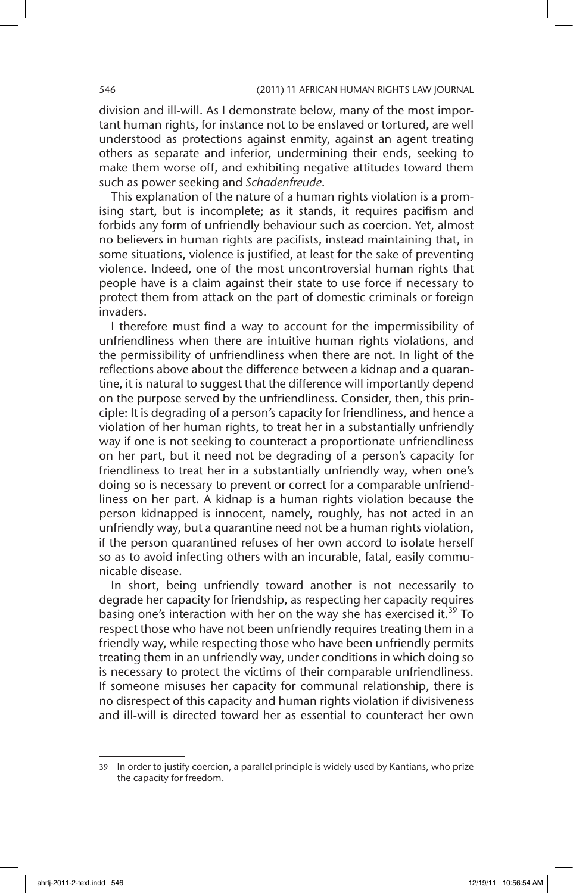division and ill-will. As I demonstrate below, many of the most important human rights, for instance not to be enslaved or tortured, are well understood as protections against enmity, against an agent treating others as separate and inferior, undermining their ends, seeking to make them worse off, and exhibiting negative attitudes toward them such as power seeking and *Schadenfreude*.

This explanation of the nature of a human rights violation is a promising start, but is incomplete; as it stands, it requires pacifism and forbids any form of unfriendly behaviour such as coercion. Yet, almost no believers in human rights are pacifists, instead maintaining that, in some situations, violence is justified, at least for the sake of preventing violence. Indeed, one of the most uncontroversial human rights that people have is a claim against their state to use force if necessary to protect them from attack on the part of domestic criminals or foreign invaders.

I therefore must find a way to account for the impermissibility of unfriendliness when there are intuitive human rights violations, and the permissibility of unfriendliness when there are not. In light of the reflections above about the difference between a kidnap and a quarantine, it is natural to suggest that the difference will importantly depend on the purpose served by the unfriendliness. Consider, then, this principle: It is degrading of a person's capacity for friendliness, and hence a violation of her human rights, to treat her in a substantially unfriendly way if one is not seeking to counteract a proportionate unfriendliness on her part, but it need not be degrading of a person's capacity for friendliness to treat her in a substantially unfriendly way, when one's doing so is necessary to prevent or correct for a comparable unfriendliness on her part. A kidnap is a human rights violation because the person kidnapped is innocent, namely, roughly, has not acted in an unfriendly way, but a quarantine need not be a human rights violation, if the person quarantined refuses of her own accord to isolate herself so as to avoid infecting others with an incurable, fatal, easily communicable disease.

In short, being unfriendly toward another is not necessarily to degrade her capacity for friendship, as respecting her capacity requires basing one's interaction with her on the way she has exercised it.[39] To respect those who have not been unfriendly requires treating them in a friendly way, while respecting those who have been unfriendly permits treating them in an unfriendly way, under conditions in which doing so is necessary to protect the victims of their comparable unfriendliness. If someone misuses her capacity for communal relationship, there is no disrespect of this capacity and human rights violation if divisiveness and ill-will is directed toward her as essential to counteract her own

39 In order to justify coercion, a parallel principle is widely used by Kantians, who prize the capacity for freedom.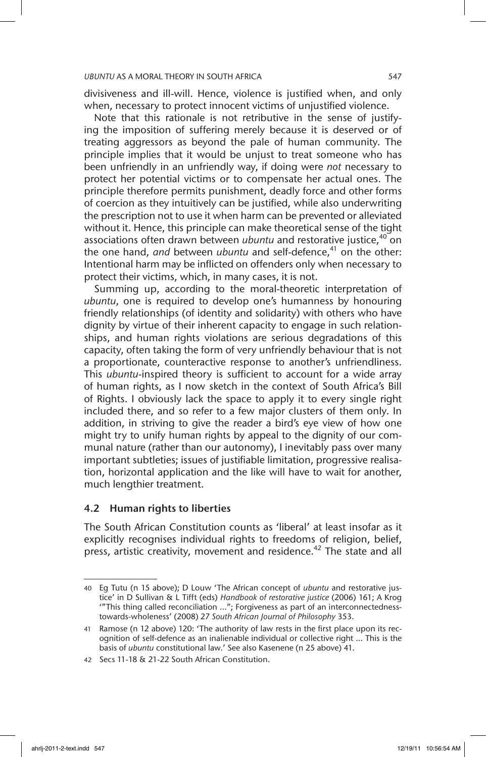divisiveness and ill-will. Hence, violence is justified when, and only when, necessary to protect innocent victims of unjustified violence.

Note that this rationale is not retributive in the sense of justifying the imposition of suffering merely because it is deserved or of treating aggressors as beyond the pale of human community. The principle implies that it would be unjust to treat someone who has been unfriendly in an unfriendly way, if doing were *not* necessary to protect her potential victims or to compensate her actual ones. The principle therefore permits punishment, deadly force and other forms of coercion as they intuitively can be justified, while also underwriting the prescription not to use it when harm can be prevented or alleviated without it. Hence, this principle can make theoretical sense of the tight associations often drawn between *ubuntu* and restorative justice,[40] on the one hand, *and* between *ubuntu* and self-defence,[41] on the other: Intentional harm may be inflicted on offenders only when necessary to protect their victims, which, in many cases, it is not.

Summing up, according to the moral-theoretic interpretation of *ubuntu*, one is required to develop one's humanness by honouring friendly relationships (of identity and solidarity) with others who have dignity by virtue of their inherent capacity to engage in such relationships, and human rights violations are serious degradations of this capacity, often taking the form of very unfriendly behaviour that is not a proportionate, counteractive response to another's unfriendliness. This *ubuntu*-inspired theory is sufficient to account for a wide array of human rights, as I now sketch in the context of South Africa's Bill of Rights. I obviously lack the space to apply it to every single right included there, and so refer to a few major clusters of them only. In addition, in striving to give the reader a bird's eye view of how one might try to unify human rights by appeal to the dignity of our communal nature (rather than our autonomy), I inevitably pass over many important subtleties; issues of justifiable limitation, progressive realisation, horizontal application and the like will have to wait for another, much lengthier treatment.

### 4.2 Human rights to liberties

The South African Constitution counts as 'liberal' at least insofar as it explicitly recognises individual rights to freedoms of religion, belief, press, artistic creativity, movement and residence.[42] The state and all

---

40 Eg Tutu (n 15 above); D Louw 'The African concept of *ubuntu* and restorative justice' in D Sullivan & L Tifft (eds) *Handbook of restorative justice* (2006) 161; A Krog '"This thing called reconciliation ..."; Forgiveness as part of an interconnectedness-towards-wholeness' (2008) 27 *South African Journal of Philosophy* 353.

41 Ramose (n 12 above) 120: 'The authority of law rests in the first place upon its recognition of self-defence as an inalienable individual or collective right ... This is the basis of *ubuntu* constitutional law.' See also Kasenene (n 25 above) 41.

42 Secs 11-18 & 21-22 South African Constitution.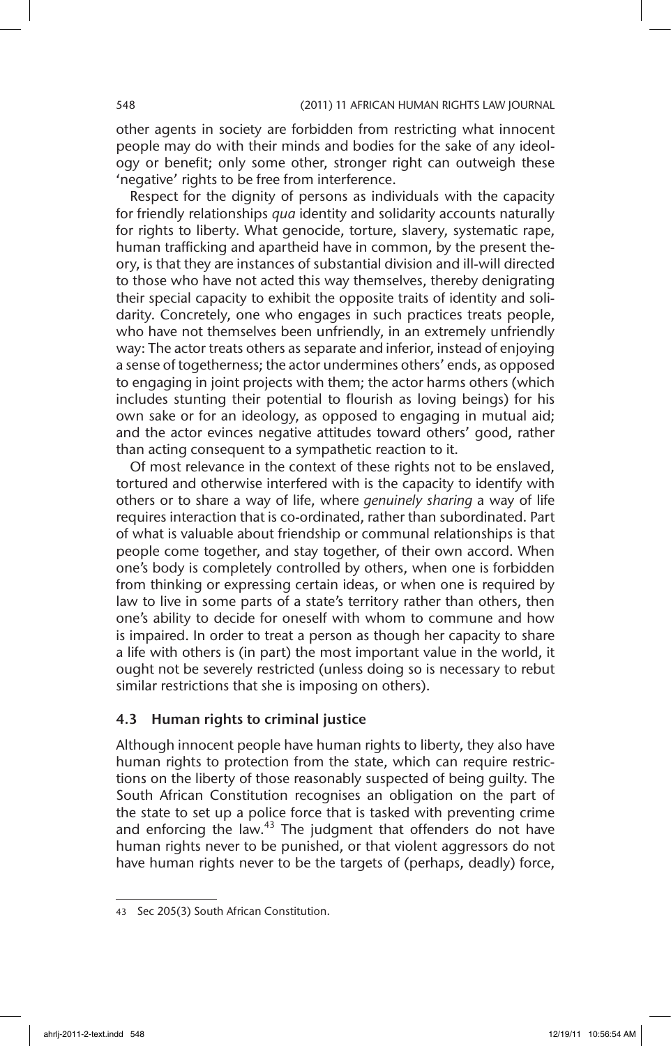other agents in society are forbidden from restricting what innocent people may do with their minds and bodies for the sake of any ideology or benefit; only some other, stronger right can outweigh these 'negative' rights to be free from interference.

Respect for the dignity of persons as individuals with the capacity for friendly relationships *qua* identity and solidarity accounts naturally for rights to liberty. What genocide, torture, slavery, systematic rape, human trafficking and apartheid have in common, by the present theory, is that they are instances of substantial division and ill-will directed to those who have not acted this way themselves, thereby denigrating their special capacity to exhibit the opposite traits of identity and solidarity. Concretely, one who engages in such practices treats people, who have not themselves been unfriendly, in an extremely unfriendly way: The actor treats others as separate and inferior, instead of enjoying a sense of togetherness; the actor undermines others' ends, as opposed to engaging in joint projects with them; the actor harms others (which includes stunting their potential to flourish as loving beings) for his own sake or for an ideology, as opposed to engaging in mutual aid; and the actor evinces negative attitudes toward others' good, rather than acting consequent to a sympathetic reaction to it.

Of most relevance in the context of these rights not to be enslaved, tortured and otherwise interfered with is the capacity to identify with others or to share a way of life, where *genuinely sharing* a way of life requires interaction that is co-ordinated, rather than subordinated. Part of what is valuable about friendship or communal relationships is that people come together, and stay together, of their own accord. When one's body is completely controlled by others, when one is forbidden from thinking or expressing certain ideas, or when one is required by law to live in some parts of a state's territory rather than others, then one's ability to decide for oneself with whom to commune and how is impaired. In order to treat a person as though her capacity to share a life with others is (in part) the most important value in the world, it ought not be severely restricted (unless doing so is necessary to rebut similar restrictions that she is imposing on others).

### 4.3 Human rights to criminal justice

Although innocent people have human rights to liberty, they also have human rights to protection from the state, which can require restrictions on the liberty of those reasonably suspected of being guilty. The South African Constitution recognises an obligation on the part of the state to set up a police force that is tasked with preventing crime and enforcing the law.[43] The judgment that offenders do not have human rights never to be punished, or that violent aggressors do not have human rights never to be the targets of (perhaps, deadly) force,

---

43 Sec 205(3) South African Constitution.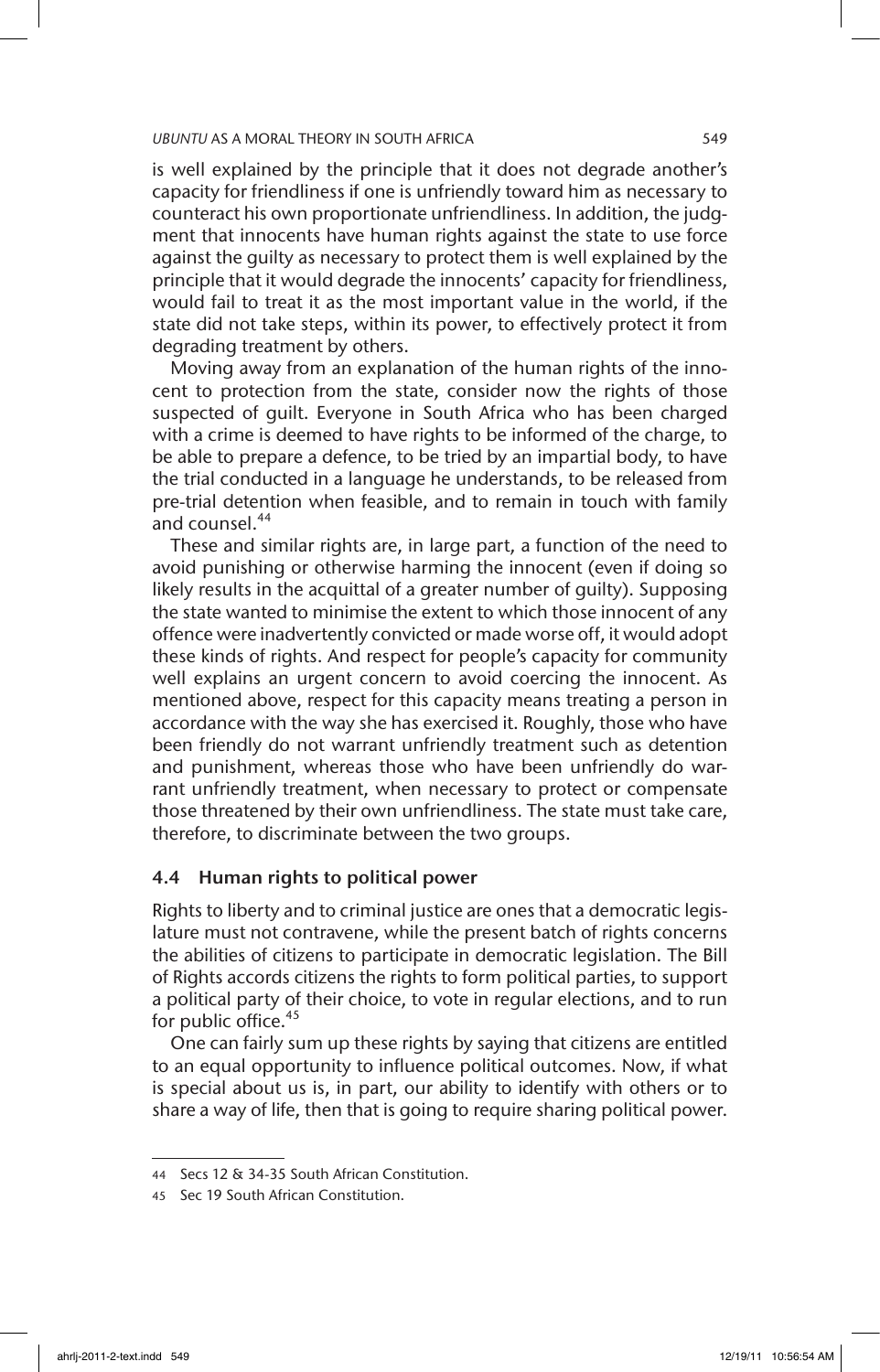is well explained by the principle that it does not degrade another's capacity for friendliness if one is unfriendly toward him as necessary to counteract his own proportionate unfriendliness. In addition, the judgment that innocents have human rights against the state to use force against the guilty as necessary to protect them is well explained by the principle that it would degrade the innocents' capacity for friendliness, would fail to treat it as the most important value in the world, if the state did not take steps, within its power, to effectively protect it from degrading treatment by others.

Moving away from an explanation of the human rights of the innocent to protection from the state, consider now the rights of those suspected of guilt. Everyone in South Africa who has been charged with a crime is deemed to have rights to be informed of the charge, to be able to prepare a defence, to be tried by an impartial body, to have the trial conducted in a language he understands, to be released from pre-trial detention when feasible, and to remain in touch with family and counsel.[44]

These and similar rights are, in large part, a function of the need to avoid punishing or otherwise harming the innocent (even if doing so likely results in the acquittal of a greater number of guilty). Supposing the state wanted to minimise the extent to which those innocent of any offence were inadvertently convicted or made worse off, it would adopt these kinds of rights. And respect for people's capacity for community well explains an urgent concern to avoid coercing the innocent. As mentioned above, respect for this capacity means treating a person in accordance with the way she has exercised it. Roughly, those who have been friendly do not warrant unfriendly treatment such as detention and punishment, whereas those who have been unfriendly do warrant unfriendly treatment, when necessary to protect or compensate those threatened by their own unfriendliness. The state must take care, therefore, to discriminate between the two groups.

### 4.4 Human rights to political power

Rights to liberty and to criminal justice are ones that a democratic legislature must not contravene, while the present batch of rights concerns the abilities of citizens to participate in democratic legislation. The Bill of Rights accords citizens the rights to form political parties, to support a political party of their choice, to vote in regular elections, and to run for public office.[45]

One can fairly sum up these rights by saying that citizens are entitled to an equal opportunity to influence political outcomes. Now, if what is special about us is, in part, our ability to identify with others or to share a way of life, then that is going to require sharing political power.

---

44 Secs 12 & 34-35 South African Constitution.

45 Sec 19 South African Constitution.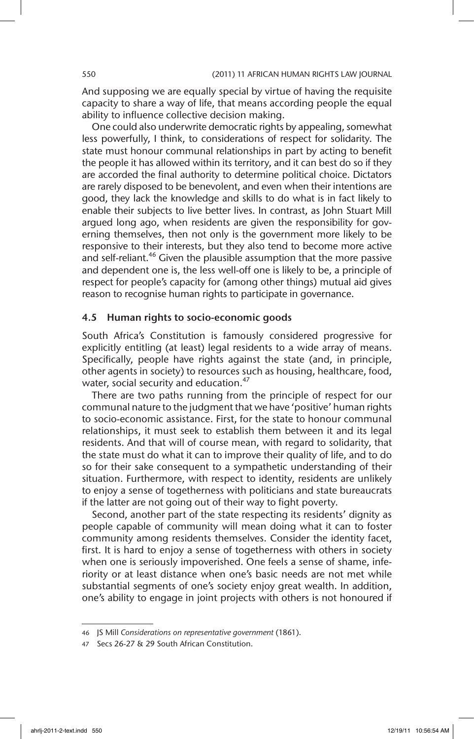And supposing we are equally special by virtue of having the requisite capacity to share a way of life, that means according people the equal ability to influence collective decision making.

One could also underwrite democratic rights by appealing, somewhat less powerfully, I think, to considerations of respect for solidarity. The state must honour communal relationships in part by acting to benefit the people it has allowed within its territory, and it can best do so if they are accorded the final authority to determine political choice. Dictators are rarely disposed to be benevolent, and even when their intentions are good, they lack the knowledge and skills to do what is in fact likely to enable their subjects to live better lives. In contrast, as John Stuart Mill argued long ago, when residents are given the responsibility for governing themselves, then not only is the government more likely to be responsive to their interests, but they also tend to become more active and self-reliant.[46] Given the plausible assumption that the more passive and dependent one is, the less well-off one is likely to be, a principle of respect for people's capacity for (among other things) mutual aid gives reason to recognise human rights to participate in governance.

### 4.5 Human rights to socio-economic goods

South Africa's Constitution is famously considered progressive for explicitly entitling (at least) legal residents to a wide array of means. Specifically, people have rights against the state (and, in principle, other agents in society) to resources such as housing, healthcare, food, water, social security and education.[47]

There are two paths running from the principle of respect for our communal nature to the judgment that we have 'positive' human rights to socio-economic assistance. First, for the state to honour communal relationships, it must seek to establish them between it and its legal residents. And that will of course mean, with regard to solidarity, that the state must do what it can to improve their quality of life, and to do so for their sake consequent to a sympathetic understanding of their situation. Furthermore, with respect to identity, residents are unlikely to enjoy a sense of togetherness with politicians and state bureaucrats if the latter are not going out of their way to fight poverty.

Second, another part of the state respecting its residents' dignity as people capable of community will mean doing what it can to foster community among residents themselves. Consider the identity facet, first. It is hard to enjoy a sense of togetherness with others in society when one is seriously impoverished. One feels a sense of shame, inferiority or at least distance when one's basic needs are not met while substantial segments of one's society enjoy great wealth. In addition, one's ability to engage in joint projects with others is not honoured if

---

46 JS Mill *Considerations on representative government* (1861).

47 Secs 26-27 & 29 South African Constitution.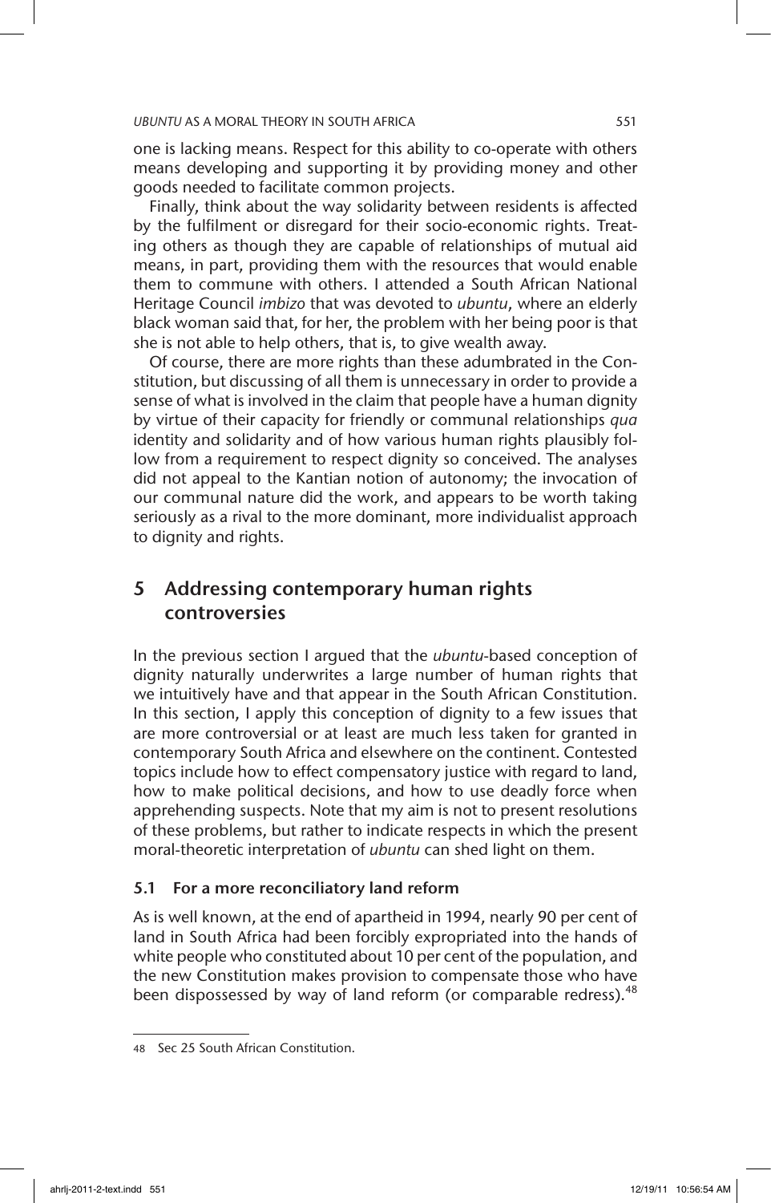one is lacking means. Respect for this ability to co-operate with others means developing and supporting it by providing money and other goods needed to facilitate common projects.

Finally, think about the way solidarity between residents is affected by the fulfilment or disregard for their socio-economic rights. Treating others as though they are capable of relationships of mutual aid means, in part, providing them with the resources that would enable them to commune with others. I attended a South African National Heritage Council *imbizo* that was devoted to *ubuntu*, where an elderly black woman said that, for her, the problem with her being poor is that she is not able to help others, that is, to give wealth away.

Of course, there are more rights than these adumbrated in the Constitution, but discussing of all them is unnecessary in order to provide a sense of what is involved in the claim that people have a human dignity by virtue of their capacity for friendly or communal relationships *qua* identity and solidarity and of how various human rights plausibly follow from a requirement to respect dignity so conceived. The analyses did not appeal to the Kantian notion of autonomy; the invocation of our communal nature did the work, and appears to be worth taking seriously as a rival to the more dominant, more individualist approach to dignity and rights.

## 5 Addressing contemporary human rights controversies

In the previous section I argued that the *ubuntu*-based conception of dignity naturally underwrites a large number of human rights that we intuitively have and that appear in the South African Constitution. In this section, I apply this conception of dignity to a few issues that are more controversial or at least are much less taken for granted in contemporary South Africa and elsewhere on the continent. Contested topics include how to effect compensatory justice with regard to land, how to make political decisions, and how to use deadly force when apprehending suspects. Note that my aim is not to present resolutions of these problems, but rather to indicate respects in which the present moral-theoretic interpretation of *ubuntu* can shed light on them.

### 5.1 For a more reconciliatory land reform

As is well known, at the end of apartheid in 1994, nearly 90 per cent of land in South Africa had been forcibly expropriated into the hands of white people who constituted about 10 per cent of the population, and the new Constitution makes provision to compensate those who have been dispossessed by way of land reform (or comparable redress).[48]

---

48 Sec 25 South African Constitution.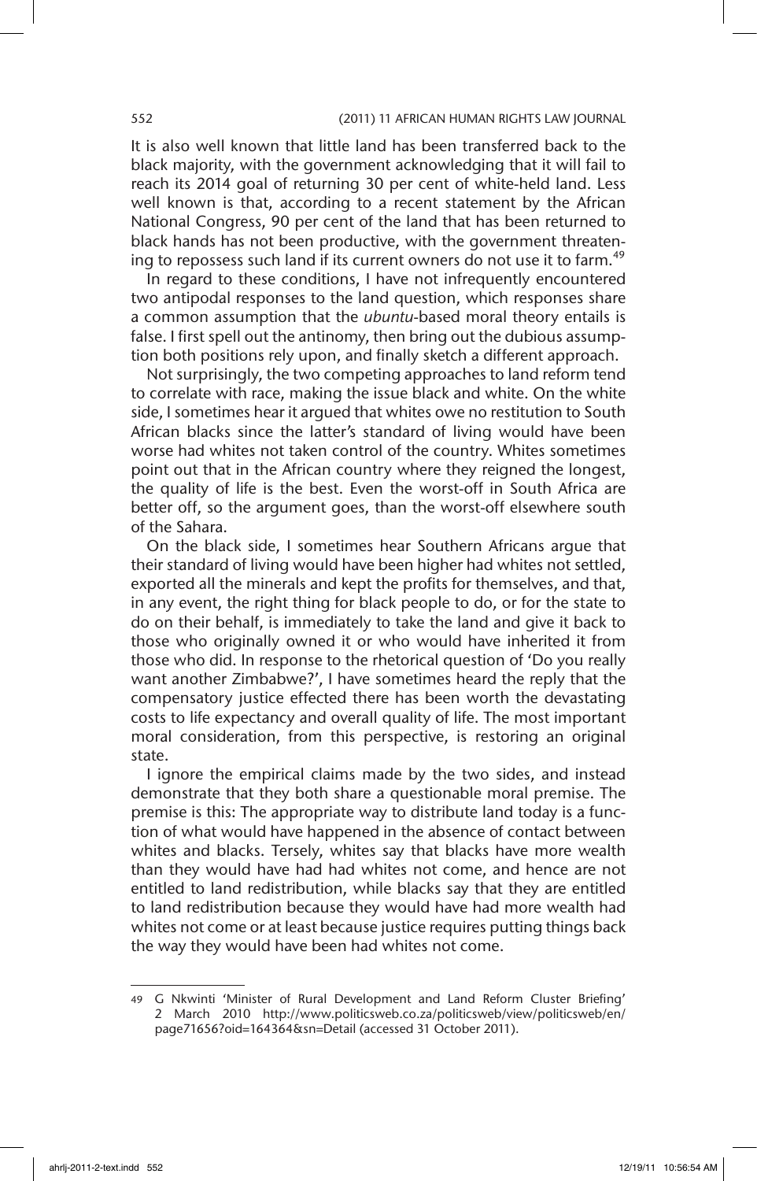It is also well known that little land has been transferred back to the black majority, with the government acknowledging that it will fail to reach its 2014 goal of returning 30 per cent of white-held land. Less well known is that, according to a recent statement by the African National Congress, 90 per cent of the land that has been returned to black hands has not been productive, with the government threatening to repossess such land if its current owners do not use it to farm.[49]

In regard to these conditions, I have not infrequently encountered two antipodal responses to the land question, which responses share a common assumption that the *ubuntu*-based moral theory entails is false. I first spell out the antinomy, then bring out the dubious assumption both positions rely upon, and finally sketch a different approach.

Not surprisingly, the two competing approaches to land reform tend to correlate with race, making the issue black and white. On the white side, I sometimes hear it argued that whites owe no restitution to South African blacks since the latter's standard of living would have been worse had whites not taken control of the country. Whites sometimes point out that in the African country where they reigned the longest, the quality of life is the best. Even the worst-off in South Africa are better off, so the argument goes, than the worst-off elsewhere south of the Sahara.

On the black side, I sometimes hear Southern Africans argue that their standard of living would have been higher had whites not settled, exported all the minerals and kept the profits for themselves, and that, in any event, the right thing for black people to do, or for the state to do on their behalf, is immediately to take the land and give it back to those who originally owned it or who would have inherited it from those who did. In response to the rhetorical question of 'Do you really want another Zimbabwe?', I have sometimes heard the reply that the compensatory justice effected there has been worth the devastating costs to life expectancy and overall quality of life. The most important moral consideration, from this perspective, is restoring an original state.

I ignore the empirical claims made by the two sides, and instead demonstrate that they both share a questionable moral premise. The premise is this: The appropriate way to distribute land today is a function of what would have happened in the absence of contact between whites and blacks. Tersely, whites say that blacks have more wealth than they would have had had whites not come, and hence are not entitled to land redistribution, while blacks say that they are entitled to land redistribution because they would have had more wealth had whites not come or at least because justice requires putting things back the way they would have been had whites not come.

---

49 G Nkwinti 'Minister of Rural Development and Land Reform Cluster Briefing' 2 March 2010 http://www.politicsweb.co.za/politicsweb/view/politicsweb/en/page71656?oid=164364&sn=Detail (accessed 31 October 2011).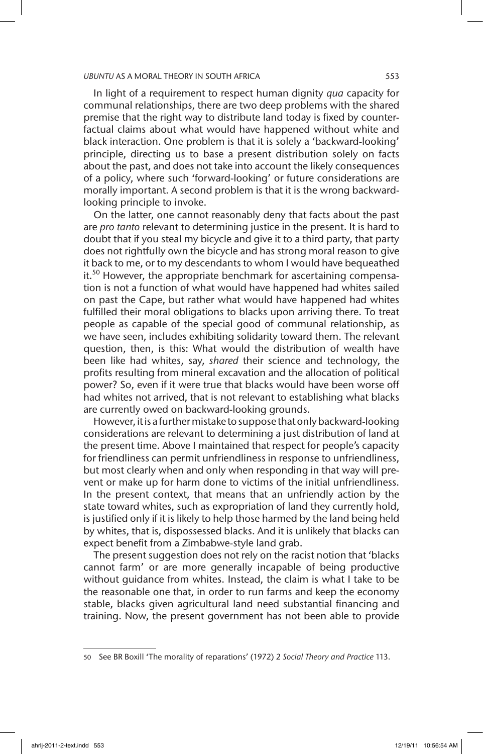In light of a requirement to respect human dignity *qua* capacity for communal relationships, there are two deep problems with the shared premise that the right way to distribute land today is fixed by counterfactual claims about what would have happened without white and black interaction. One problem is that it is solely a 'backward-looking' principle, directing us to base a present distribution solely on facts about the past, and does not take into account the likely consequences of a policy, where such 'forward-looking' or future considerations are morally important. A second problem is that it is the wrong backward-looking principle to invoke.

On the latter, one cannot reasonably deny that facts about the past are *pro tanto* relevant to determining justice in the present. It is hard to doubt that if you steal my bicycle and give it to a third party, that party does not rightfully own the bicycle and has strong moral reason to give it back to me, or to my descendants to whom I would have bequeathed it.[50] However, the appropriate benchmark for ascertaining compensation is not a function of what would have happened had whites sailed on past the Cape, but rather what would have happened had whites fulfilled their moral obligations to blacks upon arriving there. To treat people as capable of the special good of communal relationship, as we have seen, includes exhibiting solidarity toward them. The relevant question, then, is this: What would the distribution of wealth have been like had whites, say, *shared* their science and technology, the profits resulting from mineral excavation and the allocation of political power? So, even if it were true that blacks would have been worse off had whites not arrived, that is not relevant to establishing what blacks are currently owed on backward-looking grounds.

However, it is a further mistake to suppose that only backward-looking considerations are relevant to determining a just distribution of land at the present time. Above I maintained that respect for people's capacity for friendliness can permit unfriendliness in response to unfriendliness, but most clearly when and only when responding in that way will prevent or make up for harm done to victims of the initial unfriendliness. In the present context, that means that an unfriendly action by the state toward whites, such as expropriation of land they currently hold, is justified only if it is likely to help those harmed by the land being held by whites, that is, dispossessed blacks. And it is unlikely that blacks can expect benefit from a Zimbabwe-style land grab.

The present suggestion does not rely on the racist notion that 'blacks cannot farm' or are more generally incapable of being productive without guidance from whites. Instead, the claim is what I take to be the reasonable one that, in order to run farms and keep the economy stable, blacks given agricultural land need substantial financing and training. Now, the present government has not been able to provide

---

50 See BR Boxill 'The morality of reparations' (1972) 2 *Social Theory and Practice* 113.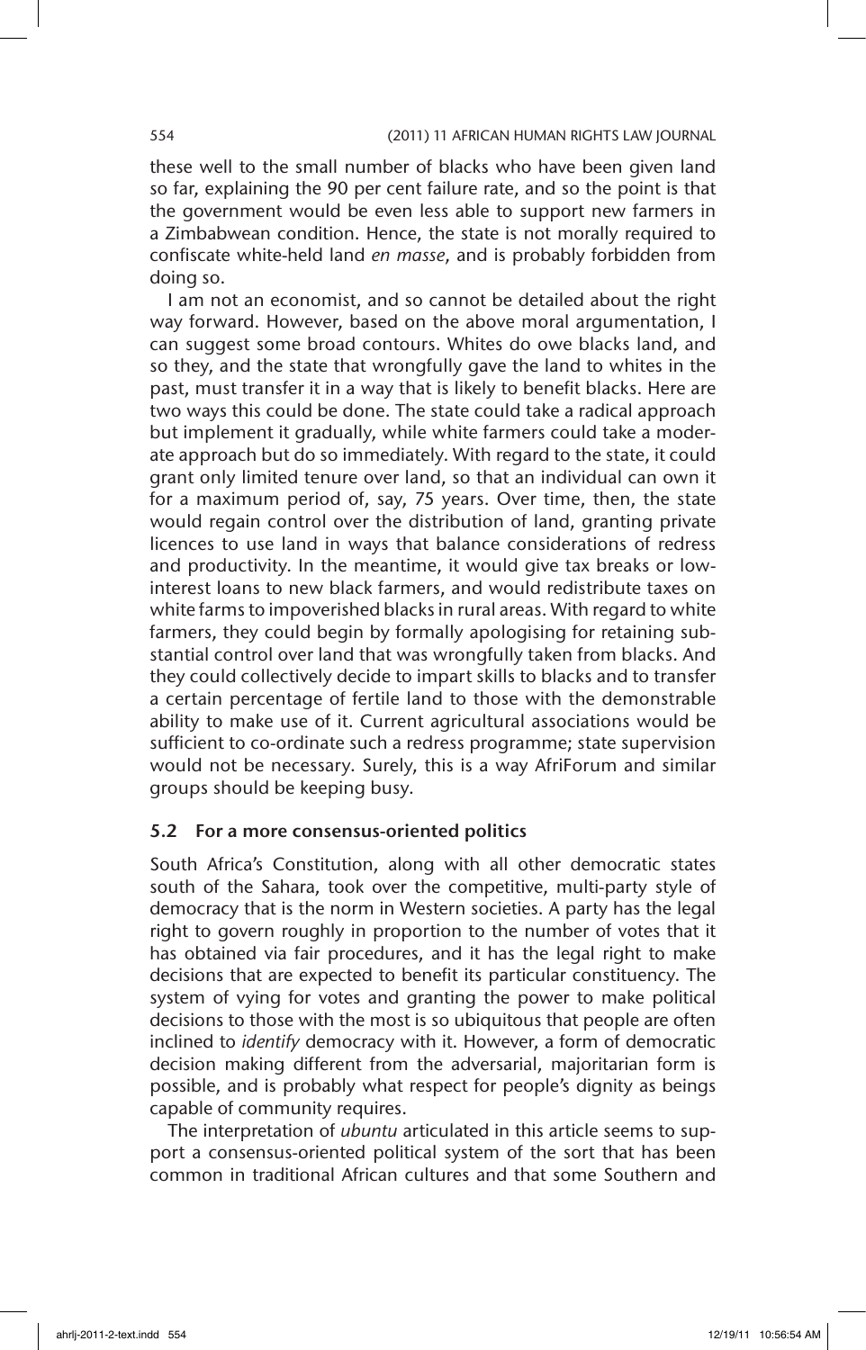these well to the small number of blacks who have been given land so far, explaining the 90 per cent failure rate, and so the point is that the government would be even less able to support new farmers in a Zimbabwean condition. Hence, the state is not morally required to confiscate white-held land *en masse*, and is probably forbidden from doing so.

I am not an economist, and so cannot be detailed about the right way forward. However, based on the above moral argumentation, I can suggest some broad contours. Whites do owe blacks land, and so they, and the state that wrongfully gave the land to whites in the past, must transfer it in a way that is likely to benefit blacks. Here are two ways this could be done. The state could take a radical approach but implement it gradually, while white farmers could take a moderate approach but do so immediately. With regard to the state, it could grant only limited tenure over land, so that an individual can own it for a maximum period of, say, 75 years. Over time, then, the state would regain control over the distribution of land, granting private licences to use land in ways that balance considerations of redress and productivity. In the meantime, it would give tax breaks or low-interest loans to new black farmers, and would redistribute taxes on white farms to impoverished blacks in rural areas. With regard to white farmers, they could begin by formally apologising for retaining substantial control over land that was wrongfully taken from blacks. And they could collectively decide to impart skills to blacks and to transfer a certain percentage of fertile land to those with the demonstrable ability to make use of it. Current agricultural associations would be sufficient to co-ordinate such a redress programme; state supervision would not be necessary. Surely, this is a way AfriForum and similar groups should be keeping busy.

### 5.2 For a more consensus-oriented politics

South Africa's Constitution, along with all other democratic states south of the Sahara, took over the competitive, multi-party style of democracy that is the norm in Western societies. A party has the legal right to govern roughly in proportion to the number of votes that it has obtained via fair procedures, and it has the legal right to make decisions that are expected to benefit its particular constituency. The system of vying for votes and granting the power to make political decisions to those with the most is so ubiquitous that people are often inclined to *identify* democracy with it. However, a form of democratic decision making different from the adversarial, majoritarian form is possible, and is probably what respect for people's dignity as beings capable of community requires.

The interpretation of *ubuntu* articulated in this article seems to support a consensus-oriented political system of the sort that has been common in traditional African cultures and that some Southern and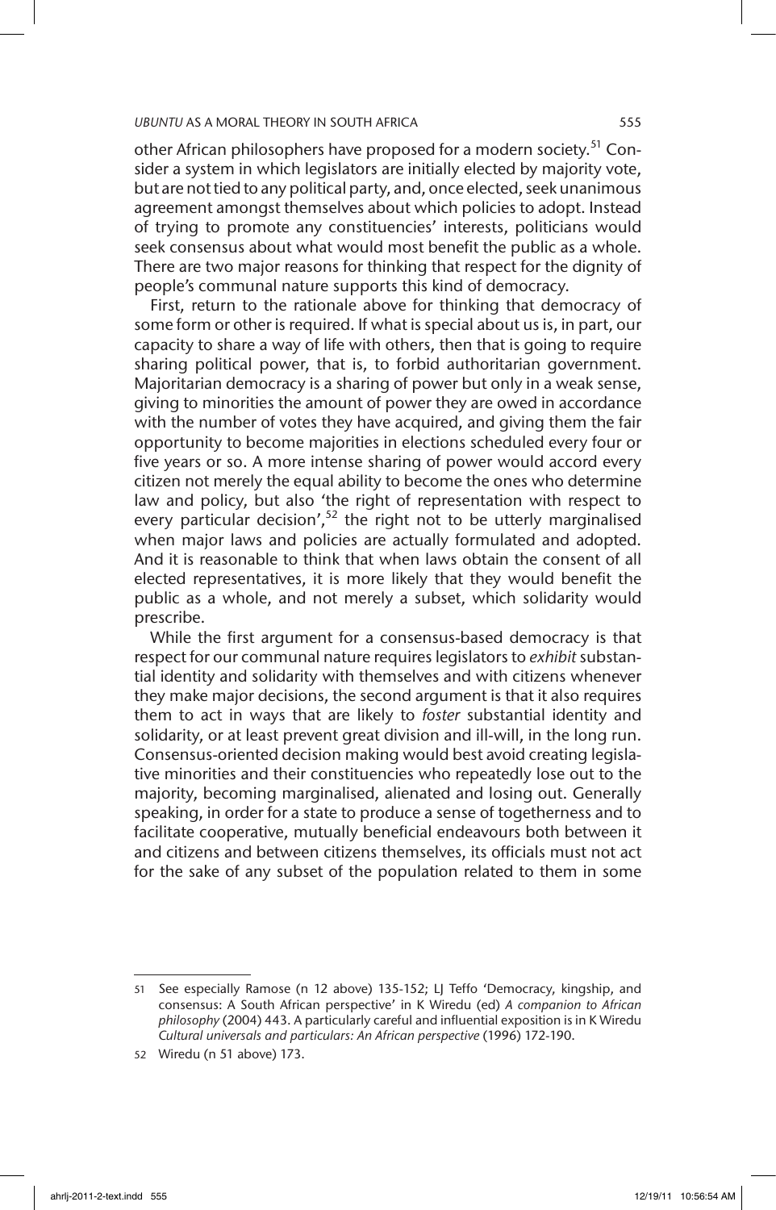other African philosophers have proposed for a modern society.[51] Consider a system in which legislators are initially elected by majority vote, but are not tied to any political party, and, once elected, seek unanimous agreement amongst themselves about which policies to adopt. Instead of trying to promote any constituencies' interests, politicians would seek consensus about what would most benefit the public as a whole. There are two major reasons for thinking that respect for the dignity of people's communal nature supports this kind of democracy.

First, return to the rationale above for thinking that democracy of some form or other is required. If what is special about us is, in part, our capacity to share a way of life with others, then that is going to require sharing political power, that is, to forbid authoritarian government. Majoritarian democracy is a sharing of power but only in a weak sense, giving to minorities the amount of power they are owed in accordance with the number of votes they have acquired, and giving them the fair opportunity to become majorities in elections scheduled every four or five years or so. A more intense sharing of power would accord every citizen not merely the equal ability to become the ones who determine law and policy, but also 'the right of representation with respect to every particular decision',[52] the right not to be utterly marginalised when major laws and policies are actually formulated and adopted. And it is reasonable to think that when laws obtain the consent of all elected representatives, it is more likely that they would benefit the public as a whole, and not merely a subset, which solidarity would prescribe.

While the first argument for a consensus-based democracy is that respect for our communal nature requires legislators to *exhibit* substantial identity and solidarity with themselves and with citizens whenever they make major decisions, the second argument is that it also requires them to act in ways that are likely to *foster* substantial identity and solidarity, or at least prevent great division and ill-will, in the long run. Consensus-oriented decision making would best avoid creating legislative minorities and their constituencies who repeatedly lose out to the majority, becoming marginalised, alienated and losing out. Generally speaking, in order for a state to produce a sense of togetherness and to facilitate cooperative, mutually beneficial endeavours both between it and citizens and between citizens themselves, its officials must not act for the sake of any subset of the population related to them in some

---

51 See especially Ramose (n 12 above) 135-152; LJ Teffo 'Democracy, kingship, and consensus: A South African perspective' in K Wiredu (ed) *A companion to African philosophy* (2004) 443. A particularly careful and influential exposition is in K Wiredu *Cultural universals and particulars: An African perspective* (1996) 172-190.

52 Wiredu (n 51 above) 173.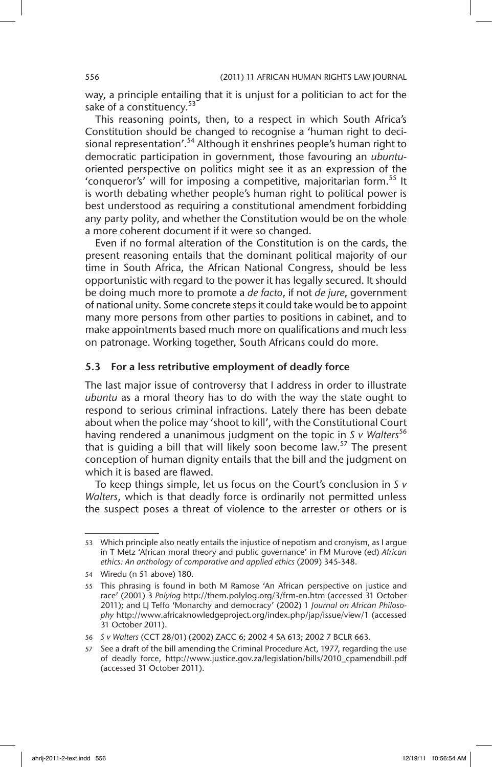way, a principle entailing that it is unjust for a politician to act for the sake of a constituency.[53]

This reasoning points, then, to a respect in which South Africa's Constitution should be changed to recognise a 'human right to decisional representation'.[54] Although it enshrines people's human right to democratic participation in government, those favouring an *ubuntu*-oriented perspective on politics might see it as an expression of the 'conqueror's' will for imposing a competitive, majoritarian form.[55] It is worth debating whether people's human right to political power is best understood as requiring a constitutional amendment forbidding any party polity, and whether the Constitution would be on the whole a more coherent document if it were so changed.

Even if no formal alteration of the Constitution is on the cards, the present reasoning entails that the dominant political majority of our time in South Africa, the African National Congress, should be less opportunistic with regard to the power it has legally secured. It should be doing much more to promote a *de facto*, if not *de jure*, government of national unity. Some concrete steps it could take would be to appoint many more persons from other parties to positions in cabinet, and to make appointments based much more on qualifications and much less on patronage. Working together, South Africans could do more.

### 5.3 For a less retributive employment of deadly force

The last major issue of controversy that I address in order to illustrate *ubuntu* as a moral theory has to do with the way the state ought to respond to serious criminal infractions. Lately there has been debate about when the police may 'shoot to kill', with the Constitutional Court having rendered a unanimous judgment on the topic in *S v Walters*[56] that is guiding a bill that will likely soon become law.[57] The present conception of human dignity entails that the bill and the judgment on which it is based are flawed.

To keep things simple, let us focus on the Court's conclusion in *S v Walters*, which is that deadly force is ordinarily not permitted unless the suspect poses a threat of violence to the arrester or others or is

---

53 Which principle also neatly entails the injustice of nepotism and cronyism, as I argue in T Metz 'African moral theory and public governance' in FM Murove (ed) *African ethics: An anthology of comparative and applied ethics* (2009) 345-348.

54 Wiredu (n 51 above) 180.

55 This phrasing is found in both M Ramose 'An African perspective on justice and race' (2001) 3 *Polylog* http://them.polylog.org/3/frm-en.htm (accessed 31 October 2011); and LJ Teffo 'Monarchy and democracy' (2002) 1 *Journal on African Philosophy* http://www.africaknowledgeproject.org/index.php/jap/issue/view/1 (accessed 31 October 2011).

56 *S v Walters* (CCT 28/01) (2002) ZACC 6; 2002 4 SA 613; 2002 7 BCLR 663.

57 See a draft of the bill amending the Criminal Procedure Act, 1977, regarding the use of deadly force, http://www.justice.gov.za/legislation/bills/2010_cpamendbill.pdf (accessed 31 October 2011).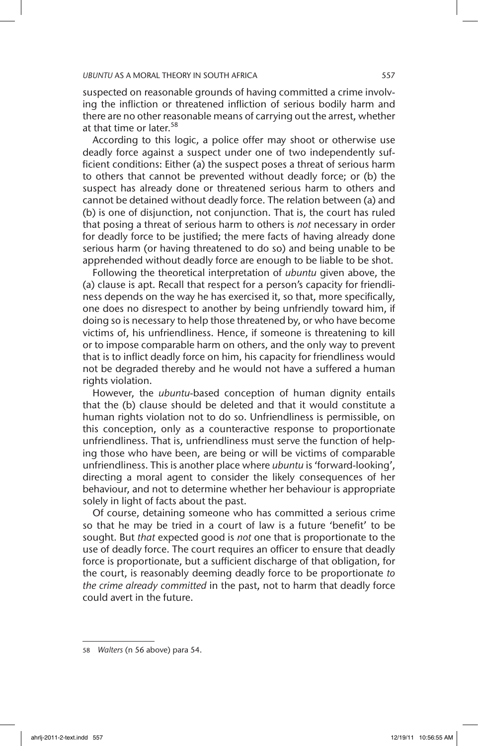suspected on reasonable grounds of having committed a crime involving the infliction or threatened infliction of serious bodily harm and there are no other reasonable means of carrying out the arrest, whether at that time or later.[58]

According to this logic, a police offer may shoot or otherwise use deadly force against a suspect under one of two independently sufficient conditions: Either (a) the suspect poses a threat of serious harm to others that cannot be prevented without deadly force; or (b) the suspect has already done or threatened serious harm to others and cannot be detained without deadly force. The relation between (a) and (b) is one of disjunction, not conjunction. That is, the court has ruled that posing a threat of serious harm to others is *not* necessary in order for deadly force to be justified; the mere facts of having already done serious harm (or having threatened to do so) and being unable to be apprehended without deadly force are enough to be liable to be shot.

Following the theoretical interpretation of *ubuntu* given above, the (a) clause is apt. Recall that respect for a person's capacity for friendliness depends on the way he has exercised it, so that, more specifically, one does no disrespect to another by being unfriendly toward him, if doing so is necessary to help those threatened by, or who have become victims of, his unfriendliness. Hence, if someone is threatening to kill or to impose comparable harm on others, and the only way to prevent that is to inflict deadly force on him, his capacity for friendliness would not be degraded thereby and he would not have a suffered a human rights violation.

However, the *ubuntu*-based conception of human dignity entails that the (b) clause should be deleted and that it would constitute a human rights violation not to do so. Unfriendliness is permissible, on this conception, only as a counteractive response to proportionate unfriendliness. That is, unfriendliness must serve the function of helping those who have been, are being or will be victims of comparable unfriendliness. This is another place where *ubuntu* is 'forward-looking', directing a moral agent to consider the likely consequences of her behaviour, and not to determine whether her behaviour is appropriate solely in light of facts about the past.

Of course, detaining someone who has committed a serious crime so that he may be tried in a court of law is a future 'benefit' to be sought. But *that* expected good is *not* one that is proportionate to the use of deadly force. The court requires an officer to ensure that deadly force is proportionate, but a sufficient discharge of that obligation, for the court, is reasonably deeming deadly force to be proportionate *to the crime already committed* in the past, not to harm that deadly force could avert in the future.

---

58 *Walters* (n 56 above) para 54.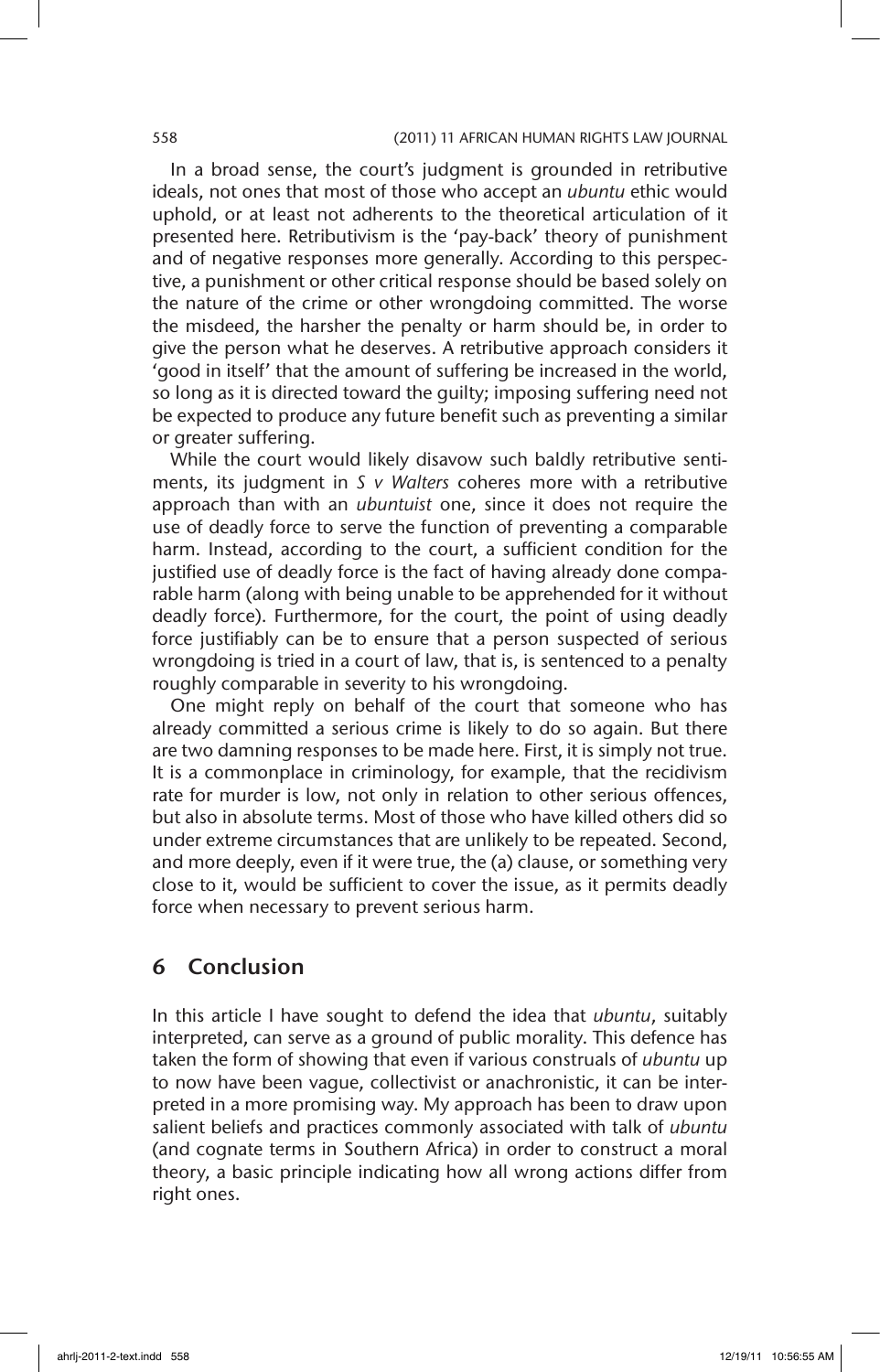In a broad sense, the court's judgment is grounded in retributive ideals, not ones that most of those who accept an *ubuntu* ethic would uphold, or at least not adherents to the theoretical articulation of it presented here. Retributivism is the 'pay-back' theory of punishment and of negative responses more generally. According to this perspective, a punishment or other critical response should be based solely on the nature of the crime or other wrongdoing committed. The worse the misdeed, the harsher the penalty or harm should be, in order to give the person what he deserves. A retributive approach considers it 'good in itself' that the amount of suffering be increased in the world, so long as it is directed toward the guilty; imposing suffering need not be expected to produce any future benefit such as preventing a similar or greater suffering.

While the court would likely disavow such baldly retributive sentiments, its judgment in *S v Walters* coheres more with a retributive approach than with an *ubuntuist* one, since it does not require the use of deadly force to serve the function of preventing a comparable harm. Instead, according to the court, a sufficient condition for the justified use of deadly force is the fact of having already done comparable harm (along with being unable to be apprehended for it without deadly force). Furthermore, for the court, the point of using deadly force justifiably can be to ensure that a person suspected of serious wrongdoing is tried in a court of law, that is, is sentenced to a penalty roughly comparable in severity to his wrongdoing.

One might reply on behalf of the court that someone who has already committed a serious crime is likely to do so again. But there are two damning responses to be made here. First, it is simply not true. It is a commonplace in criminology, for example, that the recidivism rate for murder is low, not only in relation to other serious offences, but also in absolute terms. Most of those who have killed others did so under extreme circumstances that are unlikely to be repeated. Second, and more deeply, even if it were true, the (a) clause, or something very close to it, would be sufficient to cover the issue, as it permits deadly force when necessary to prevent serious harm.

## 6 Conclusion

In this article I have sought to defend the idea that *ubuntu*, suitably interpreted, can serve as a ground of public morality. This defence has taken the form of showing that even if various construals of *ubuntu* up to now have been vague, collectivist or anachronistic, it can be interpreted in a more promising way. My approach has been to draw upon salient beliefs and practices commonly associated with talk of *ubuntu* (and cognate terms in Southern Africa) in order to construct a moral theory, a basic principle indicating how all wrong actions differ from right ones.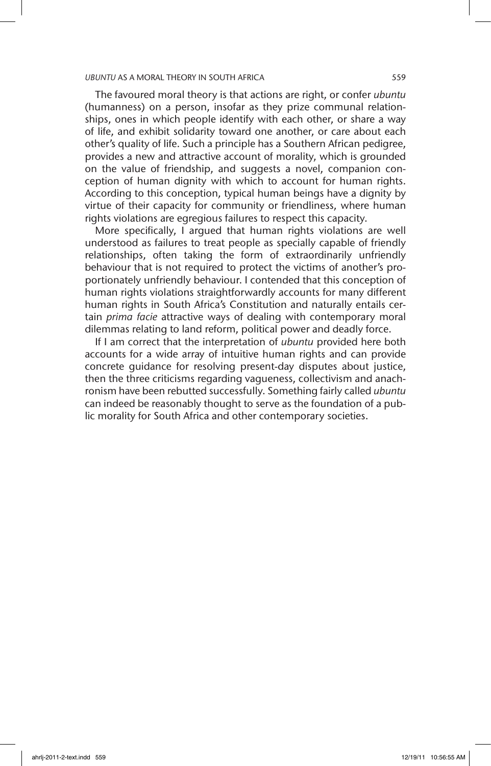The favoured moral theory is that actions are right, or confer *ubuntu* (humanness) on a person, insofar as they prize communal relationships, ones in which people identify with each other, or share a way of life, and exhibit solidarity toward one another, or care about each other's quality of life. Such a principle has a Southern African pedigree, provides a new and attractive account of morality, which is grounded on the value of friendship, and suggests a novel, companion conception of human dignity with which to account for human rights. According to this conception, typical human beings have a dignity by virtue of their capacity for community or friendliness, where human rights violations are egregious failures to respect this capacity.

More specifically, I argued that human rights violations are well understood as failures to treat people as specially capable of friendly relationships, often taking the form of extraordinarily unfriendly behaviour that is not required to protect the victims of another's proportionately unfriendly behaviour. I contended that this conception of human rights violations straightforwardly accounts for many different human rights in South Africa's Constitution and naturally entails certain *prima facie* attractive ways of dealing with contemporary moral dilemmas relating to land reform, political power and deadly force.

If I am correct that the interpretation of *ubuntu* provided here both accounts for a wide array of intuitive human rights and can provide concrete guidance for resolving present-day disputes about justice, then the three criticisms regarding vagueness, collectivism and anachronism have been rebutted successfully. Something fairly called *ubuntu* can indeed be reasonably thought to serve as the foundation of a public morality for South Africa and other contemporary societies.